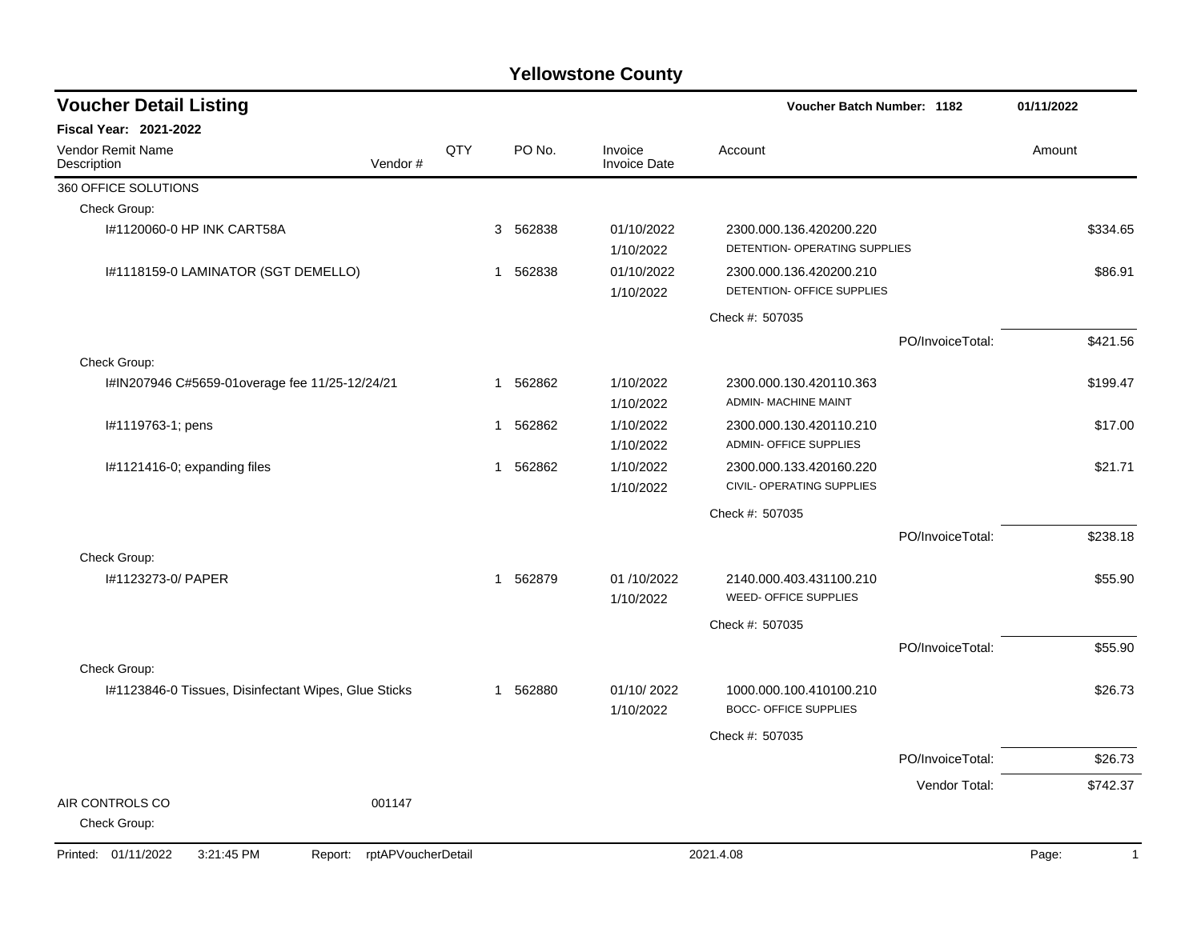# Yellowstone County

## Voucher Detail Listing

**Voucher Batch Number: 1182** — 01/11/2022

**Fiscal Year: 2021-2022**

| Vendor Remit Name / Description | Vendor # | QTY | PO No. | Invoice / Invoice Date | Account | Amount |
|---|---|---|---|---|---|---|
| 360 OFFICE SOLUTIONS | | | | | | |
| Check Group: | | | | | | |
| I#1120060-0 HP INK CART58A | | 3 | 562838 | 01/10/2022<br>1/10/2022 | 2300.000.136.420200.220<br>DETENTION- OPERATING SUPPLIES | $334.65 |
| I#1118159-0 LAMINATOR (SGT DEMELLO) | | 1 | 562838 | 01/10/2022<br>1/10/2022 | 2300.000.136.420200.210<br>DETENTION- OFFICE SUPPLIES | $86.91 |
| | | | | | Check #: 507035 | |
| | | | | | PO/InvoiceTotal: | $421.56 |
| Check Group: | | | | | | |
| I#IN207946 C#5659-01overage fee 11/25-12/24/21 | | 1 | 562862 | 1/10/2022<br>1/10/2022 | 2300.000.130.420110.363<br>ADMIN- MACHINE MAINT | $199.47 |
| I#1119763-1; pens | | 1 | 562862 | 1/10/2022<br>1/10/2022 | 2300.000.130.420110.210<br>ADMIN- OFFICE SUPPLIES | $17.00 |
| I#1121416-0; expanding files | | 1 | 562862 | 1/10/2022<br>1/10/2022 | 2300.000.133.420160.220<br>CIVIL- OPERATING SUPPLIES | $21.71 |
| | | | | | Check #: 507035 | |
| | | | | | PO/InvoiceTotal: | $238.18 |
| Check Group: | | | | | | |
| I#1123273-0/ PAPER | | 1 | 562879 | 01 /10/2022<br>1/10/2022 | 2140.000.403.431100.210<br>WEED- OFFICE SUPPLIES | $55.90 |
| | | | | | Check #: 507035 | |
| | | | | | PO/InvoiceTotal: | $55.90 |
| Check Group: | | | | | | |
| I#1123846-0 Tissues, Disinfectant Wipes, Glue Sticks | | 1 | 562880 | 01/10/ 2022<br>1/10/2022 | 1000.000.100.410100.210<br>BOCC- OFFICE SUPPLIES | $26.73 |
| | | | | | Check #: 507035 | |
| | | | | | PO/InvoiceTotal: | $26.73 |
| | | | | | Vendor Total: | $742.37 |
| AIR CONTROLS CO | 001147 | | | | | |
| Check Group: | | | | | | |

Printed: 01/11/2022 3:21:45 PM Report: rptAPVoucherDetail 2021.4.08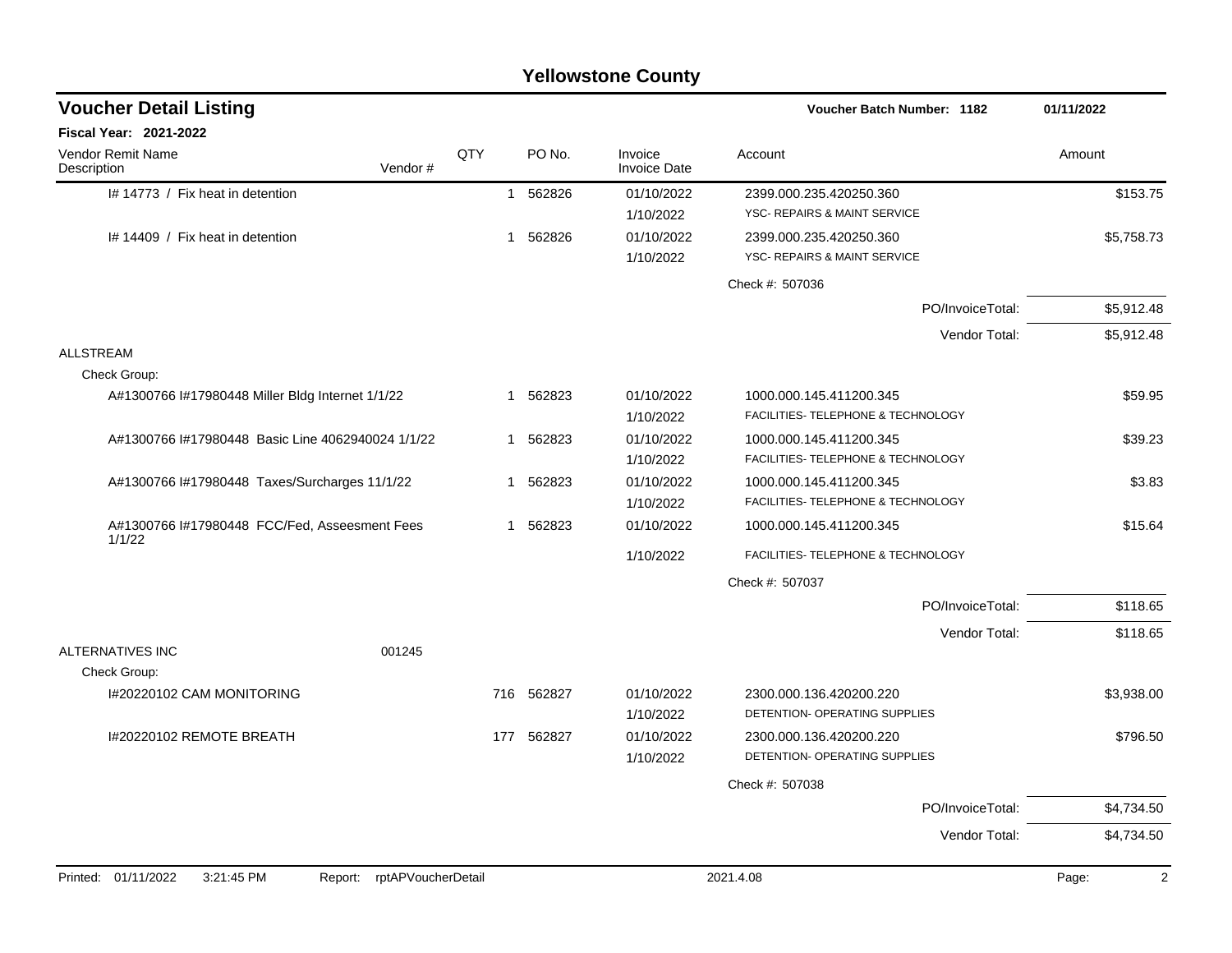# Yellowstone County

## Voucher Detail Listing

**Voucher Batch Number: 1182** — 01/11/2022

**Fiscal Year: 2021-2022**

| Vendor Remit Name / Description | Vendor # | QTY | PO No. | Invoice / Invoice Date | Account | Amount |
|---|---|---|---|---|---|---|
| I# 14773 / Fix heat in detention | | 1 | 562826 | 01/10/2022 / 1/10/2022 | 2399.000.235.420250.360 YSC- REPAIRS & MAINT SERVICE | $153.75 |
| I# 14409 / Fix heat in detention | | 1 | 562826 | 01/10/2022 / 1/10/2022 | 2399.000.235.420250.360 YSC- REPAIRS & MAINT SERVICE | $5,758.73 |
| | | | | | Check #: 507036 | |
| | | | | | PO/InvoiceTotal: | $5,912.48 |
| | | | | | Vendor Total: | $5,912.48 |
| ALLSTREAM | | | | | | |
| Check Group: | | | | | | |
| A#1300766 I#17980448 Miller Bldg Internet 1/1/22 | | 1 | 562823 | 01/10/2022 / 1/10/2022 | 1000.000.145.411200.345 FACILITIES- TELEPHONE & TECHNOLOGY | $59.95 |
| A#1300766 I#17980448 Basic Line 4062940024 1/1/22 | | 1 | 562823 | 01/10/2022 / 1/10/2022 | 1000.000.145.411200.345 FACILITIES- TELEPHONE & TECHNOLOGY | $39.23 |
| A#1300766 I#17980448 Taxes/Surcharges 11/1/22 | | 1 | 562823 | 01/10/2022 / 1/10/2022 | 1000.000.145.411200.345 FACILITIES- TELEPHONE & TECHNOLOGY | $3.83 |
| A#1300766 I#17980448 FCC/Fed, Asseesment Fees 1/1/22 | | 1 | 562823 | 01/10/2022 / 1/10/2022 | 1000.000.145.411200.345 FACILITIES- TELEPHONE & TECHNOLOGY | $15.64 |
| | | | | | Check #: 507037 | |
| | | | | | PO/InvoiceTotal: | $118.65 |
| | | | | | Vendor Total: | $118.65 |
| ALTERNATIVES INC | 001245 | | | | | |
| Check Group: | | | | | | |
| I#20220102 CAM MONITORING | | 716 | 562827 | 01/10/2022 / 1/10/2022 | 2300.000.136.420200.220 DETENTION- OPERATING SUPPLIES | $3,938.00 |
| I#20220102 REMOTE BREATH | | 177 | 562827 | 01/10/2022 / 1/10/2022 | 2300.000.136.420200.220 DETENTION- OPERATING SUPPLIES | $796.50 |
| | | | | | Check #: 507038 | |
| | | | | | PO/InvoiceTotal: | $4,734.50 |
| | | | | | Vendor Total: | $4,734.50 |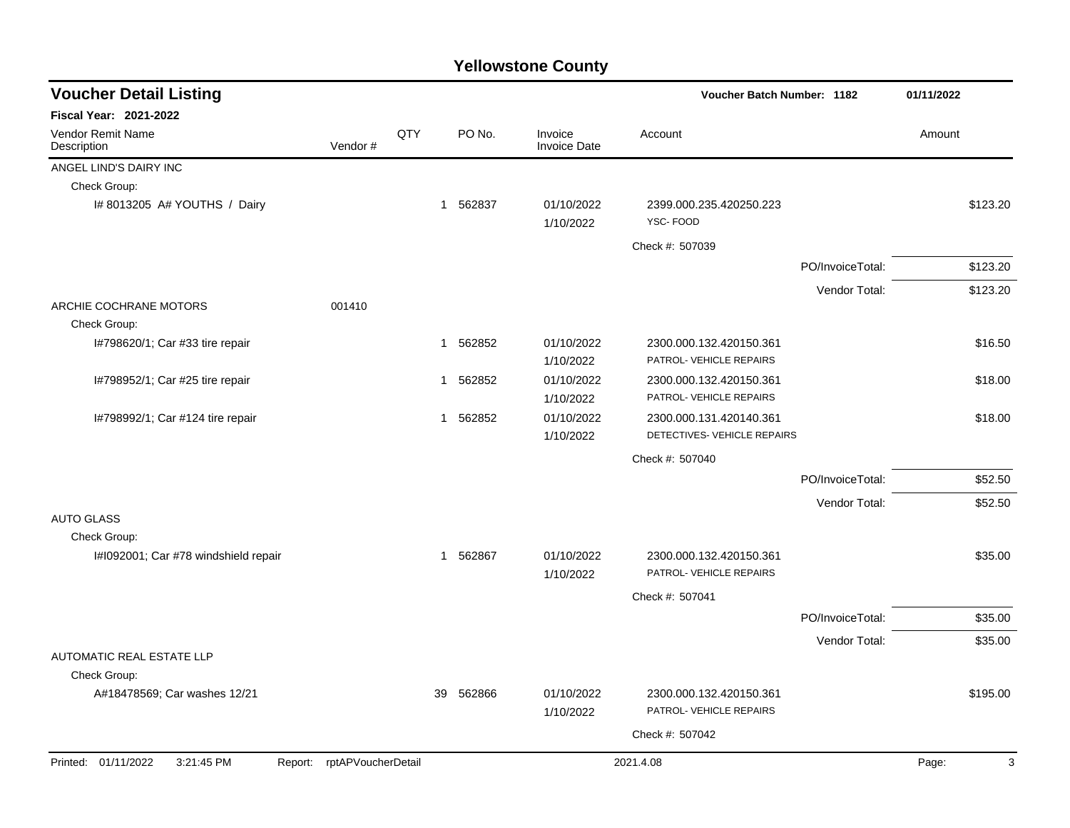# Yellowstone County

## Voucher Detail Listing

**Voucher Batch Number: 1182** — 01/11/2022

**Fiscal Year: 2021-2022**

| Vendor Remit Name / Description | Vendor # | QTY | PO No. | Invoice / Invoice Date | Account | | Amount |
|---|---|---|---|---|---|---|---|
| ANGEL LIND'S DAIRY INC | | | | | | | |
| Check Group: | | | | | | | |
| I# 8013205 A# YOUTHS / Dairy | | 1 | 562837 | 01/10/2022 1/10/2022 | 2399.000.235.420250.223 YSC- FOOD | | $123.20 |
| | | | | | Check #: 507039 | | |
| | | | | | | PO/InvoiceTotal: | $123.20 |
| | | | | | | Vendor Total: | $123.20 |
| ARCHIE COCHRANE MOTORS | 001410 | | | | | | |
| Check Group: | | | | | | | |
| I#798620/1; Car #33 tire repair | | 1 | 562852 | 01/10/2022 1/10/2022 | 2300.000.132.420150.361 PATROL- VEHICLE REPAIRS | | $16.50 |
| I#798952/1; Car #25 tire repair | | 1 | 562852 | 01/10/2022 1/10/2022 | 2300.000.132.420150.361 PATROL- VEHICLE REPAIRS | | $18.00 |
| I#798992/1; Car #124 tire repair | | 1 | 562852 | 01/10/2022 1/10/2022 | 2300.000.131.420140.361 DETECTIVES- VEHICLE REPAIRS | | $18.00 |
| | | | | | Check #: 507040 | | |
| | | | | | | PO/InvoiceTotal: | $52.50 |
| | | | | | | Vendor Total: | $52.50 |
| AUTO GLASS | | | | | | | |
| Check Group: | | | | | | | |
| I#I092001; Car #78 windshield repair | | 1 | 562867 | 01/10/2022 1/10/2022 | 2300.000.132.420150.361 PATROL- VEHICLE REPAIRS | | $35.00 |
| | | | | | Check #: 507041 | | |
| | | | | | | PO/InvoiceTotal: | $35.00 |
| | | | | | | Vendor Total: | $35.00 |
| AUTOMATIC REAL ESTATE LLP | | | | | | | |
| Check Group: | | | | | | | |
| A#18478569; Car washes 12/21 | | 39 | 562866 | 01/10/2022 1/10/2022 | 2300.000.132.420150.361 PATROL- VEHICLE REPAIRS | | $195.00 |
| | | | | | Check #: 507042 | | |

Printed: 01/11/2022 3:21:45 PM Report: rptAPVoucherDetail 2021.4.08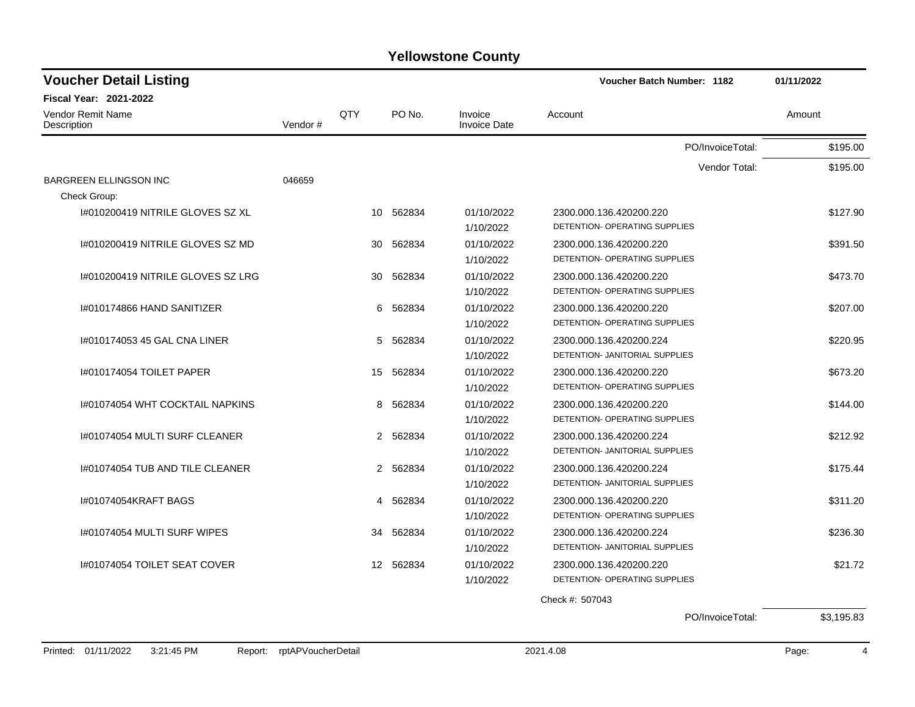# Yellowstone County

## Voucher Detail Listing

**Voucher Batch Number: 1182** — 01/11/2022

**Fiscal Year: 2021-2022**

| Vendor Remit Name / Description | Vendor # | QTY | PO No. | Invoice / Invoice Date | Account | Amount |
|---|---|---|---|---|---|---|
| | | | | | PO/InvoiceTotal: | $195.00 |
| | | | | | Vendor Total: | $195.00 |
| BARGREEN ELLINGSON INC | 046659 | | | | | |
| Check Group: | | | | | | |
| I#010200419 NITRILE GLOVES SZ XL | | 10 | 562834 | 01/10/2022<br>1/10/2022 | 2300.000.136.420200.220<br>DETENTION- OPERATING SUPPLIES | $127.90 |
| I#010200419 NITRILE GLOVES SZ MD | | 30 | 562834 | 01/10/2022<br>1/10/2022 | 2300.000.136.420200.220<br>DETENTION- OPERATING SUPPLIES | $391.50 |
| I#010200419 NITRILE GLOVES SZ LRG | | 30 | 562834 | 01/10/2022<br>1/10/2022 | 2300.000.136.420200.220<br>DETENTION- OPERATING SUPPLIES | $473.70 |
| I#010174866 HAND SANITIZER | | 6 | 562834 | 01/10/2022<br>1/10/2022 | 2300.000.136.420200.220<br>DETENTION- OPERATING SUPPLIES | $207.00 |
| I#010174053 45 GAL CNA LINER | | 5 | 562834 | 01/10/2022<br>1/10/2022 | 2300.000.136.420200.224<br>DETENTION- JANITORIAL SUPPLIES | $220.95 |
| I#010174054 TOILET PAPER | | 15 | 562834 | 01/10/2022<br>1/10/2022 | 2300.000.136.420200.220<br>DETENTION- OPERATING SUPPLIES | $673.20 |
| I#01074054 WHT COCKTAIL NAPKINS | | 8 | 562834 | 01/10/2022<br>1/10/2022 | 2300.000.136.420200.220<br>DETENTION- OPERATING SUPPLIES | $144.00 |
| I#01074054 MULTI SURF CLEANER | | 2 | 562834 | 01/10/2022<br>1/10/2022 | 2300.000.136.420200.224<br>DETENTION- JANITORIAL SUPPLIES | $212.92 |
| I#01074054 TUB AND TILE CLEANER | | 2 | 562834 | 01/10/2022<br>1/10/2022 | 2300.000.136.420200.224<br>DETENTION- JANITORIAL SUPPLIES | $175.44 |
| I#01074054KRAFT BAGS | | 4 | 562834 | 01/10/2022<br>1/10/2022 | 2300.000.136.420200.220<br>DETENTION- OPERATING SUPPLIES | $311.20 |
| I#01074054 MULTI SURF WIPES | | 34 | 562834 | 01/10/2022<br>1/10/2022 | 2300.000.136.420200.224<br>DETENTION- JANITORIAL SUPPLIES | $236.30 |
| I#01074054 TOILET SEAT COVER | | 12 | 562834 | 01/10/2022<br>1/10/2022 | 2300.000.136.420200.220<br>DETENTION- OPERATING SUPPLIES | $21.72 |
| | | | | | Check #: 507043 | |
| | | | | | PO/InvoiceTotal: | $3,195.83 |

Printed: 01/11/2022 3:21:45 PM Report: rptAPVoucherDetail 2021.4.08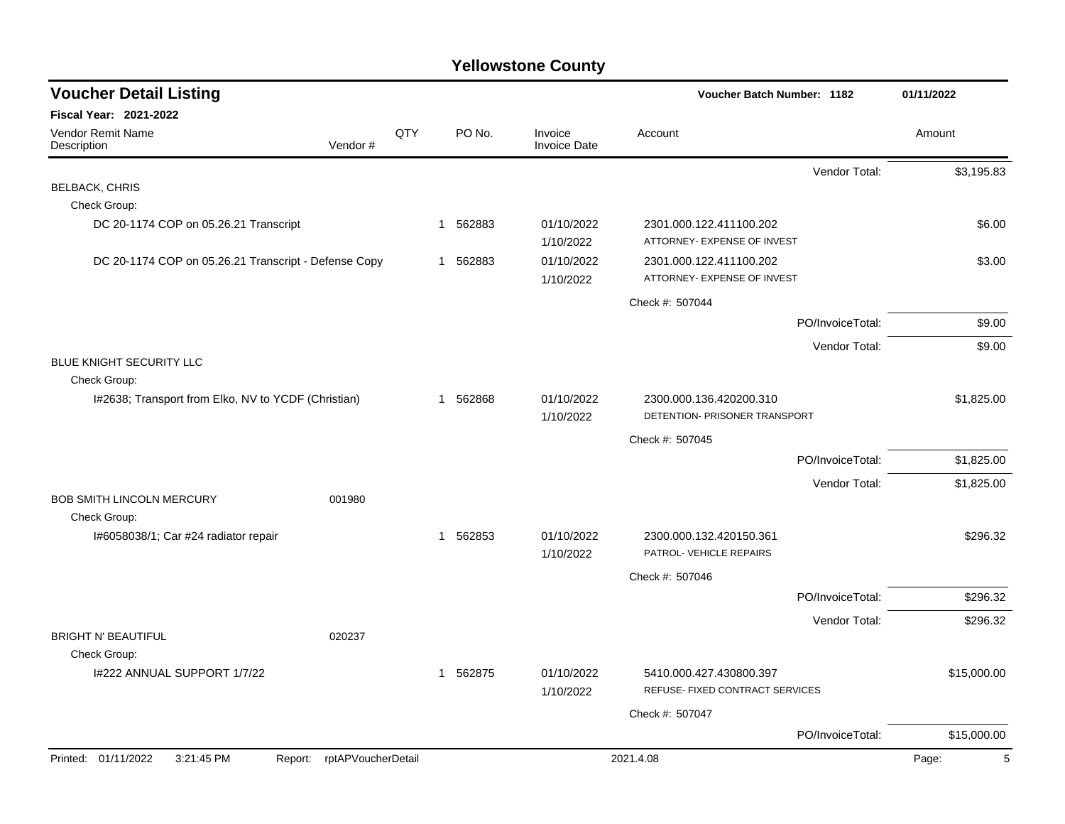# Yellowstone County

## Voucher Detail Listing

**Voucher Batch Number: 1182** — 01/11/2022

**Fiscal Year: 2021-2022**

| Vendor Remit Name / Description | Vendor # | QTY | PO No. | Invoice / Invoice Date | Account | Amount |
|---|---|---|---|---|---|---|
| | | | | | Vendor Total: | $3,195.83 |
| BELBACK, CHRIS | | | | | | |
| Check Group: | | | | | | |
| DC 20-1174 COP on 05.26.21 Transcript | | 1 | 562883 | 01/10/2022 1/10/2022 | 2301.000.122.411100.202 ATTORNEY- EXPENSE OF INVEST | $6.00 |
| DC 20-1174 COP on 05.26.21 Transcript - Defense Copy | | 1 | 562883 | 01/10/2022 1/10/2022 | 2301.000.122.411100.202 ATTORNEY- EXPENSE OF INVEST | $3.00 |
| | | | | | Check #: 507044 | |
| | | | | | PO/InvoiceTotal: | $9.00 |
| | | | | | Vendor Total: | $9.00 |
| BLUE KNIGHT SECURITY LLC | | | | | | |
| Check Group: | | | | | | |
| I#2638; Transport from Elko, NV to YCDF (Christian) | | 1 | 562868 | 01/10/2022 1/10/2022 | 2300.000.136.420200.310 DETENTION- PRISONER TRANSPORT | $1,825.00 |
| | | | | | Check #: 507045 | |
| | | | | | PO/InvoiceTotal: | $1,825.00 |
| | | | | | Vendor Total: | $1,825.00 |
| BOB SMITH LINCOLN MERCURY | 001980 | | | | | |
| Check Group: | | | | | | |
| I#6058038/1; Car #24 radiator repair | | 1 | 562853 | 01/10/2022 1/10/2022 | 2300.000.132.420150.361 PATROL- VEHICLE REPAIRS | $296.32 |
| | | | | | Check #: 507046 | |
| | | | | | PO/InvoiceTotal: | $296.32 |
| | | | | | Vendor Total: | $296.32 |
| BRIGHT N' BEAUTIFUL | 020237 | | | | | |
| Check Group: | | | | | | |
| I#222 ANNUAL SUPPORT 1/7/22 | | 1 | 562875 | 01/10/2022 1/10/2022 | 5410.000.427.430800.397 REFUSE- FIXED CONTRACT SERVICES | $15,000.00 |
| | | | | | Check #: 507047 | |
| | | | | | PO/InvoiceTotal: | $15,000.00 |

Printed: 01/11/2022 3:21:45 PM Report: rptAPVoucherDetail 2021.4.08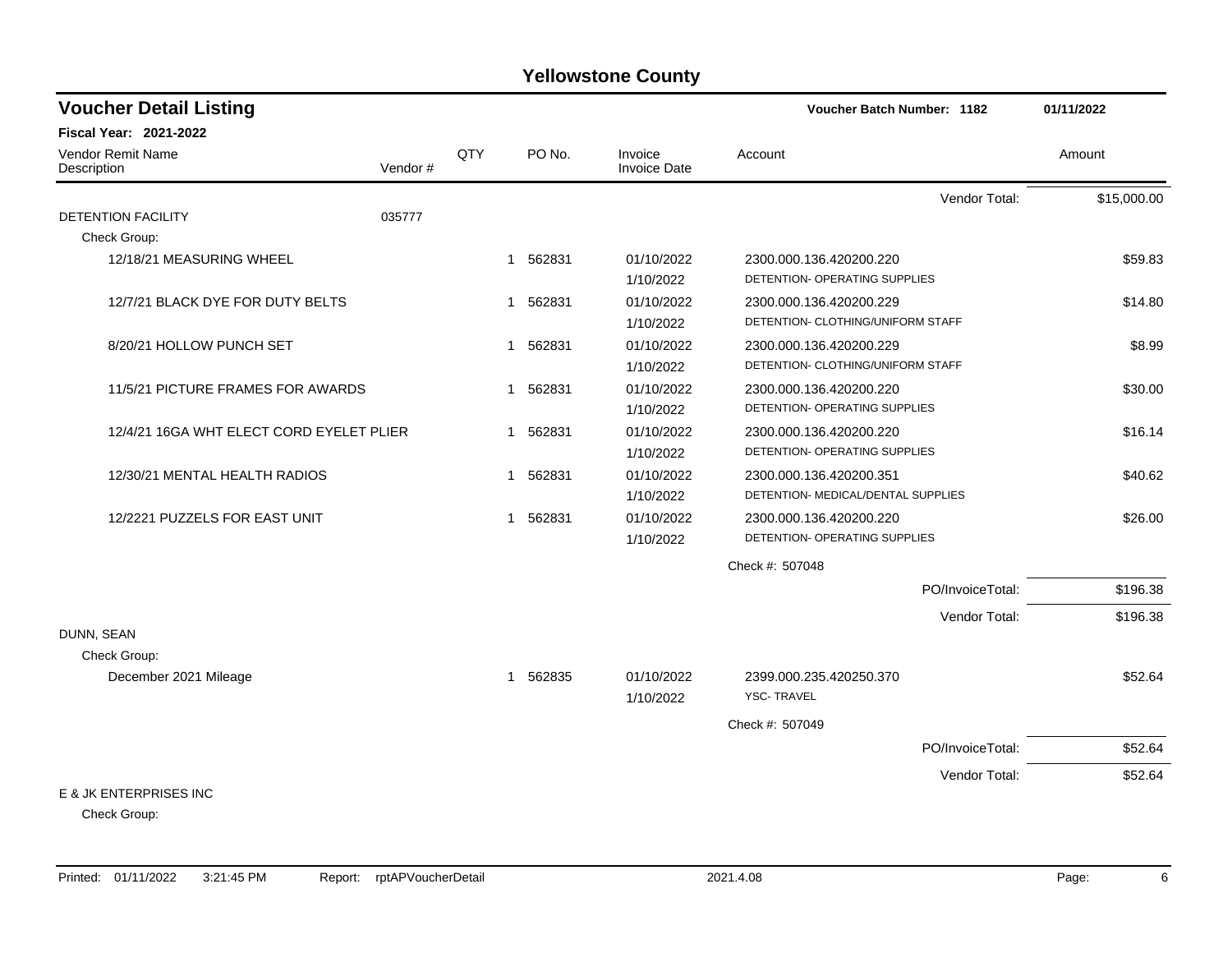# Yellowstone County

## Voucher Detail Listing

**Voucher Batch Number: 1182** — 01/11/2022

**Fiscal Year: 2021-2022**

| Vendor Remit Name / Description | Vendor # | QTY | PO No. | Invoice / Invoice Date | Account | Amount |
|---|---|---|---|---|---|---|
| | | | | | Vendor Total: | $15,000.00 |
| DETENTION FACILITY | 035777 | | | | | |
| Check Group: | | | | | | |
| 12/18/21 MEASURING WHEEL | | 1 | 562831 | 01/10/2022<br>1/10/2022 | 2300.000.136.420200.220<br>DETENTION- OPERATING SUPPLIES | $59.83 |
| 12/7/21 BLACK DYE FOR DUTY BELTS | | 1 | 562831 | 01/10/2022<br>1/10/2022 | 2300.000.136.420200.229<br>DETENTION- CLOTHING/UNIFORM STAFF | $14.80 |
| 8/20/21 HOLLOW PUNCH SET | | 1 | 562831 | 01/10/2022<br>1/10/2022 | 2300.000.136.420200.229<br>DETENTION- CLOTHING/UNIFORM STAFF | $8.99 |
| 11/5/21 PICTURE FRAMES FOR AWARDS | | 1 | 562831 | 01/10/2022<br>1/10/2022 | 2300.000.136.420200.220<br>DETENTION- OPERATING SUPPLIES | $30.00 |
| 12/4/21 16GA WHT ELECT CORD EYELET PLIER | | 1 | 562831 | 01/10/2022<br>1/10/2022 | 2300.000.136.420200.220<br>DETENTION- OPERATING SUPPLIES | $16.14 |
| 12/30/21 MENTAL HEALTH RADIOS | | 1 | 562831 | 01/10/2022<br>1/10/2022 | 2300.000.136.420200.351<br>DETENTION- MEDICAL/DENTAL SUPPLIES | $40.62 |
| 12/2221 PUZZELS FOR EAST UNIT | | 1 | 562831 | 01/10/2022<br>1/10/2022 | 2300.000.136.420200.220<br>DETENTION- OPERATING SUPPLIES | $26.00 |
| | | | | | Check #: 507048 | |
| | | | | | PO/InvoiceTotal: | $196.38 |
| | | | | | Vendor Total: | $196.38 |
| DUNN, SEAN | | | | | | |
| Check Group: | | | | | | |
| December 2021 Mileage | | 1 | 562835 | 01/10/2022<br>1/10/2022 | 2399.000.235.420250.370<br>YSC- TRAVEL | $52.64 |
| | | | | | Check #: 507049 | |
| | | | | | PO/InvoiceTotal: | $52.64 |
| | | | | | Vendor Total: | $52.64 |
| E & JK ENTERPRISES INC | | | | | | |
| Check Group: | | | | | | |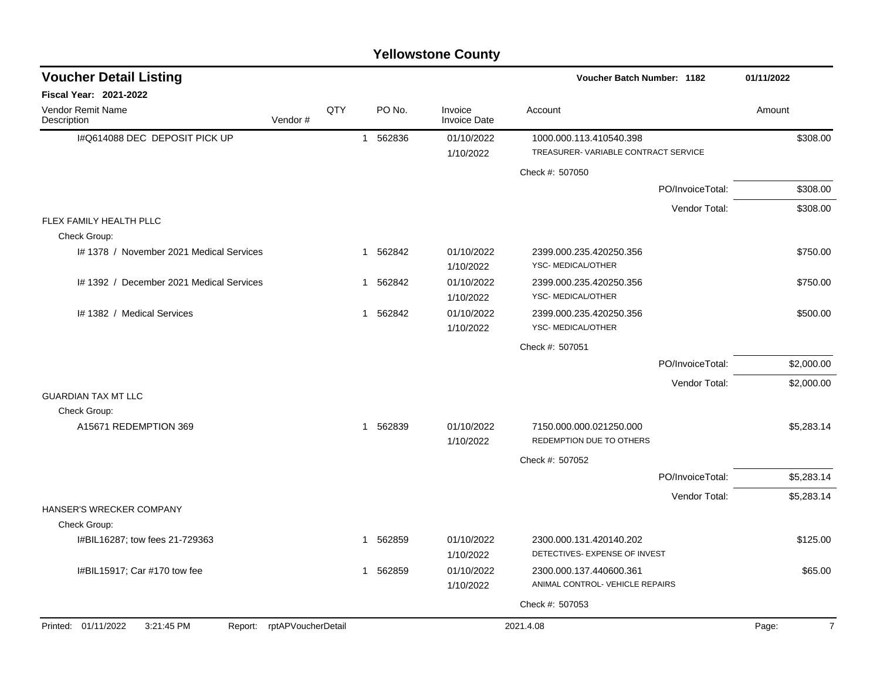# Yellowstone County

## Voucher Detail Listing

**Voucher Batch Number: 1182** | **01/11/2022**

**Fiscal Year: 2021-2022**

| Vendor Remit Name / Description | Vendor # | QTY | PO No. | Invoice / Invoice Date | Account | Amount |
|---|---|---|---|---|---|---|
| I#Q614088 DEC DEPOSIT PICK UP | | 1 | 562836 | 01/10/2022<br>1/10/2022 | 1000.000.113.410540.398<br>TREASURER- VARIABLE CONTRACT SERVICE | $308.00 |
| | | | | | Check #: 507050 | |
| | | | | | PO/InvoiceTotal: | $308.00 |
| | | | | | Vendor Total: | $308.00 |
| FLEX FAMILY HEALTH PLLC | | | | | | |
| Check Group: | | | | | | |
| I# 1378 / November 2021 Medical Services | | 1 | 562842 | 01/10/2022<br>1/10/2022 | 2399.000.235.420250.356<br>YSC- MEDICAL/OTHER | $750.00 |
| I# 1392 / December 2021 Medical Services | | 1 | 562842 | 01/10/2022<br>1/10/2022 | 2399.000.235.420250.356<br>YSC- MEDICAL/OTHER | $750.00 |
| I# 1382 / Medical Services | | 1 | 562842 | 01/10/2022<br>1/10/2022 | 2399.000.235.420250.356<br>YSC- MEDICAL/OTHER | $500.00 |
| | | | | | Check #: 507051 | |
| | | | | | PO/InvoiceTotal: | $2,000.00 |
| | | | | | Vendor Total: | $2,000.00 |
| GUARDIAN TAX MT LLC | | | | | | |
| Check Group: | | | | | | |
| A15671 REDEMPTION 369 | | 1 | 562839 | 01/10/2022<br>1/10/2022 | 7150.000.000.021250.000<br>REDEMPTION DUE TO OTHERS | $5,283.14 |
| | | | | | Check #: 507052 | |
| | | | | | PO/InvoiceTotal: | $5,283.14 |
| | | | | | Vendor Total: | $5,283.14 |
| HANSER'S WRECKER COMPANY | | | | | | |
| Check Group: | | | | | | |
| I#BIL16287; tow fees 21-729363 | | 1 | 562859 | 01/10/2022<br>1/10/2022 | 2300.000.131.420140.202<br>DETECTIVES- EXPENSE OF INVEST | $125.00 |
| I#BIL15917; Car #170 tow fee | | 1 | 562859 | 01/10/2022<br>1/10/2022 | 2300.000.137.440600.361<br>ANIMAL CONTROL- VEHICLE REPAIRS | $65.00 |
| | | | | | Check #: 507053 | |

Printed: 01/11/2022 3:21:45 PM Report: rptAPVoucherDetail 2021.4.08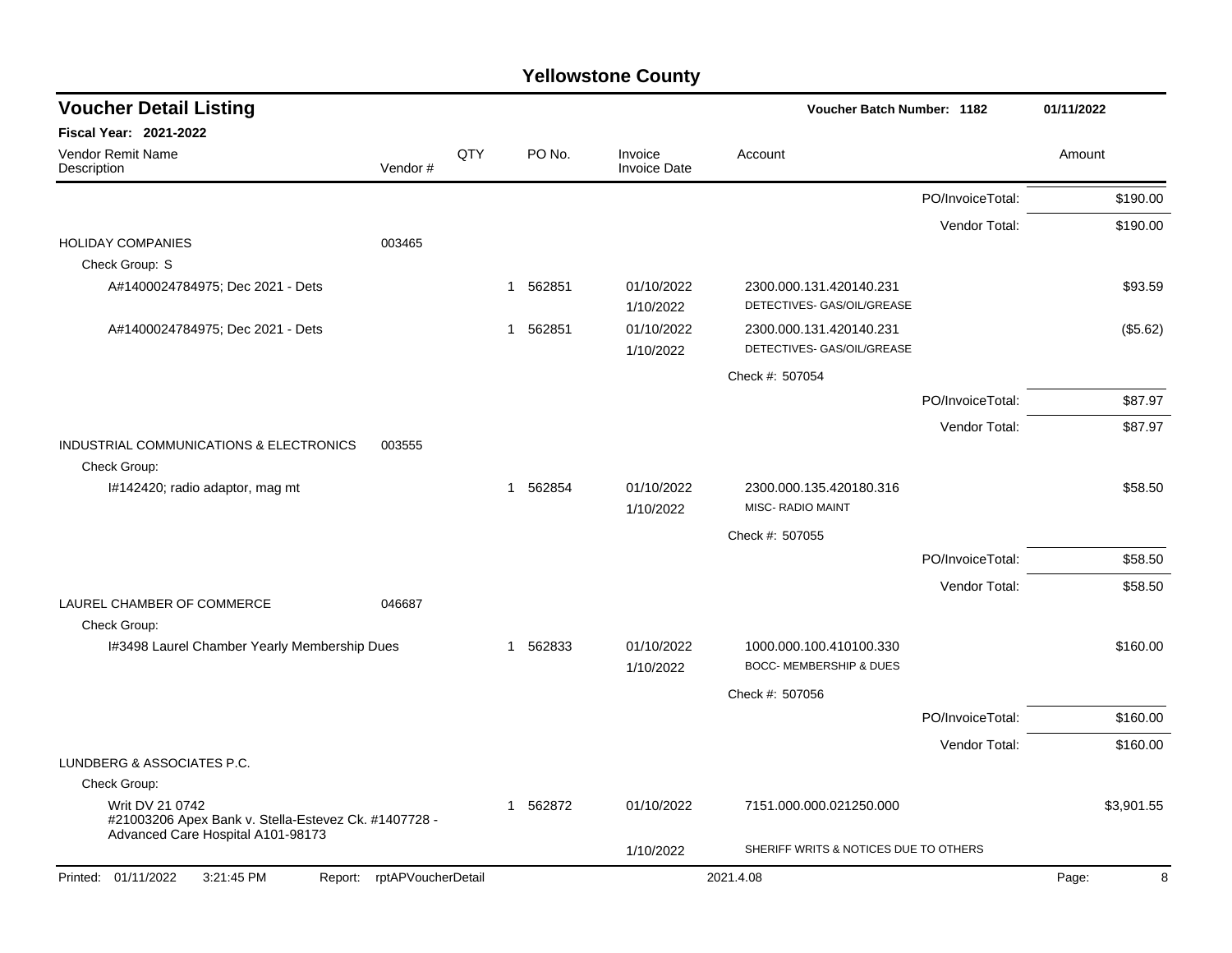# Yellowstone County

## Voucher Detail Listing

Voucher Batch Number: 1182 — 01/11/2022

**Fiscal Year: 2021-2022**

| Vendor Remit Name / Description | Vendor # | QTY | PO No. | Invoice / Invoice Date | Account | | Amount |
|---|---|---|---|---|---|---|---|
| | | | | | | PO/InvoiceTotal: | $190.00 |
| | | | | | | Vendor Total: | $190.00 |
| HOLIDAY COMPANIES | 003465 | | | | | | |
| Check Group: S | | | | | | | |
| A#1400024784975; Dec 2021 - Dets | | 1 | 562851 | 01/10/2022<br>1/10/2022 | 2300.000.131.420140.231<br>DETECTIVES- GAS/OIL/GREASE | | $93.59 |
| A#1400024784975; Dec 2021 - Dets | | 1 | 562851 | 01/10/2022<br>1/10/2022 | 2300.000.131.420140.231<br>DETECTIVES- GAS/OIL/GREASE | | ($5.62) |
| | | | | | Check #: 507054 | | |
| | | | | | | PO/InvoiceTotal: | $87.97 |
| | | | | | | Vendor Total: | $87.97 |
| INDUSTRIAL COMMUNICATIONS & ELECTRONICS | 003555 | | | | | | |
| Check Group: | | | | | | | |
| I#142420; radio adaptor, mag mt | | 1 | 562854 | 01/10/2022<br>1/10/2022 | 2300.000.135.420180.316<br>MISC- RADIO MAINT | | $58.50 |
| | | | | | Check #: 507055 | | |
| | | | | | | PO/InvoiceTotal: | $58.50 |
| | | | | | | Vendor Total: | $58.50 |
| LAUREL CHAMBER OF COMMERCE | 046687 | | | | | | |
| Check Group: | | | | | | | |
| I#3498 Laurel Chamber Yearly Membership Dues | | 1 | 562833 | 01/10/2022<br>1/10/2022 | 1000.000.100.410100.330<br>BOCC- MEMBERSHIP & DUES | | $160.00 |
| | | | | | Check #: 507056 | | |
| | | | | | | PO/InvoiceTotal: | $160.00 |
| | | | | | | Vendor Total: | $160.00 |
| LUNDBERG & ASSOCIATES P.C. | | | | | | | |
| Check Group: | | | | | | | |
| Writ DV 21 0742<br>#21003206 Apex Bank v. Stella-Estevez Ck. #1407728 - Advanced Care Hospital A101-98173 | | 1 | 562872 | 01/10/2022<br>1/10/2022 | 7151.000.000.021250.000<br>SHERIFF WRITS & NOTICES DUE TO OTHERS | | $3,901.55 |

Printed: 01/11/2022 3:21:45 PM Report: rptAPVoucherDetail 2021.4.08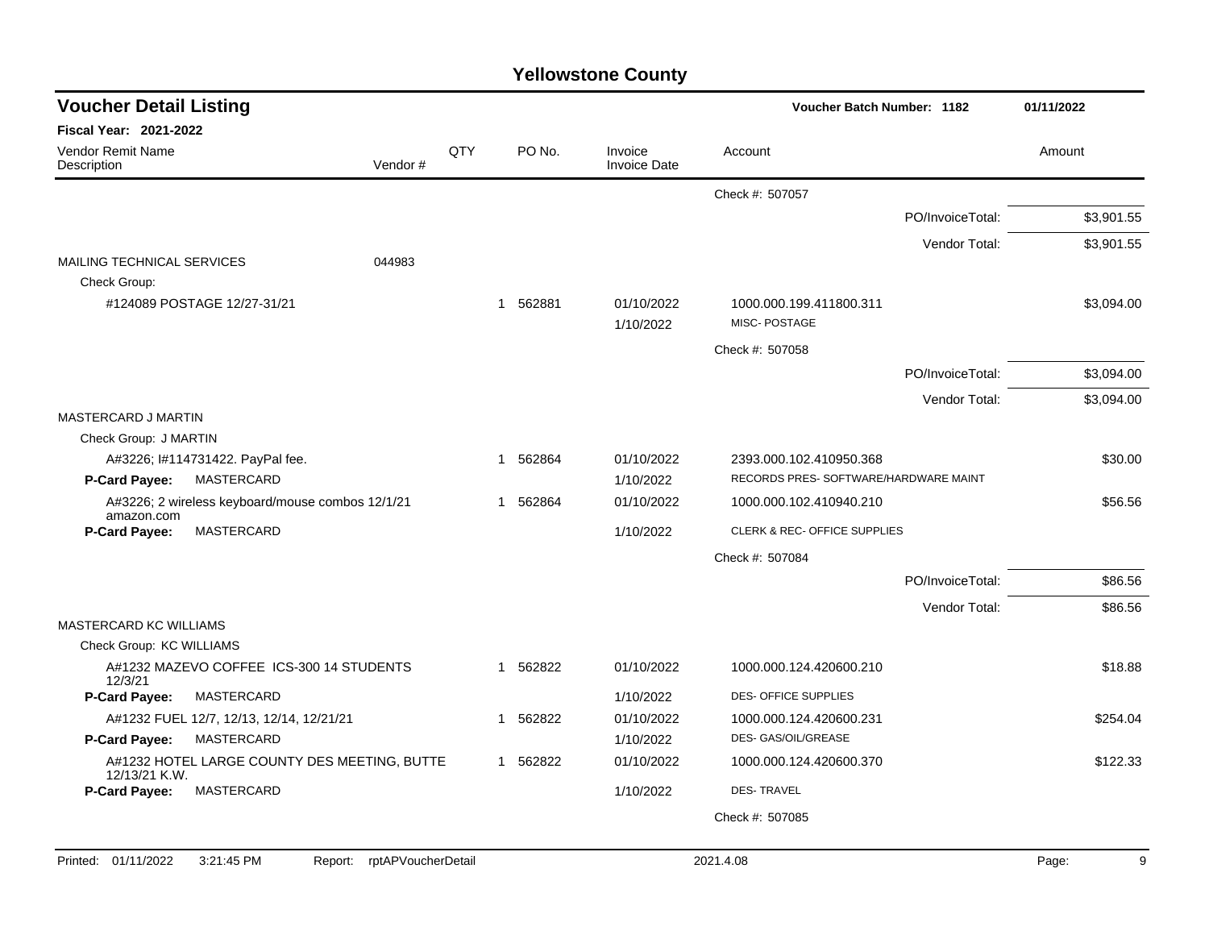# Yellowstone County

## Voucher Detail Listing

**Voucher Batch Number: 1182** — 01/11/2022

**Fiscal Year: 2021-2022**

| Vendor Remit Name / Description | Vendor # | QTY | PO No. | Invoice / Invoice Date | Account | Amount |
|---|---|---|---|---|---|---|
| | | | | | Check #: 507057 | |
| | | | | | PO/InvoiceTotal: | $3,901.55 |
| | | | | | Vendor Total: | $3,901.55 |
| MAILING TECHNICAL SERVICES | 044983 | | | | | |
| Check Group: | | | | | | |
| #124089 POSTAGE 12/27-31/21 | | 1 | 562881 | 01/10/2022 | 1000.000.199.411800.311 | $3,094.00 |
| | | | | 1/10/2022 | MISC- POSTAGE | |
| | | | | | Check #: 507058 | |
| | | | | | PO/InvoiceTotal: | $3,094.00 |
| | | | | | Vendor Total: | $3,094.00 |
| MASTERCARD J MARTIN | | | | | | |
| Check Group: J MARTIN | | | | | | |
| A#3226; I#114731422. PayPal fee. | | 1 | 562864 | 01/10/2022 | 2393.000.102.410950.368 | $30.00 |
| **P-Card Payee:** MASTERCARD | | | | 1/10/2022 | RECORDS PRES- SOFTWARE/HARDWARE MAINT | |
| A#3226; 2 wireless keyboard/mouse combos 12/1/21 amazon.com | | 1 | 562864 | 01/10/2022 | 1000.000.102.410940.210 | $56.56 |
| **P-Card Payee:** MASTERCARD | | | | 1/10/2022 | CLERK & REC- OFFICE SUPPLIES | |
| | | | | | Check #: 507084 | |
| | | | | | PO/InvoiceTotal: | $86.56 |
| | | | | | Vendor Total: | $86.56 |
| MASTERCARD KC WILLIAMS | | | | | | |
| Check Group: KC WILLIAMS | | | | | | |
| A#1232 MAZEVO COFFEE ICS-300 14 STUDENTS 12/3/21 | | 1 | 562822 | 01/10/2022 | 1000.000.124.420600.210 | $18.88 |
| **P-Card Payee:** MASTERCARD | | | | 1/10/2022 | DES- OFFICE SUPPLIES | |
| A#1232 FUEL 12/7, 12/13, 12/14, 12/21/21 | | 1 | 562822 | 01/10/2022 | 1000.000.124.420600.231 | $254.04 |
| **P-Card Payee:** MASTERCARD | | | | 1/10/2022 | DES- GAS/OIL/GREASE | |
| A#1232 HOTEL LARGE COUNTY DES MEETING, BUTTE 12/13/21 K.W. | | 1 | 562822 | 01/10/2022 | 1000.000.124.420600.370 | $122.33 |
| **P-Card Payee:** MASTERCARD | | | | 1/10/2022 | DES- TRAVEL | |
| | | | | | Check #: 507085 | |

Printed: 01/11/2022 3:21:45 PM Report: rptAPVoucherDetail 2021.4.08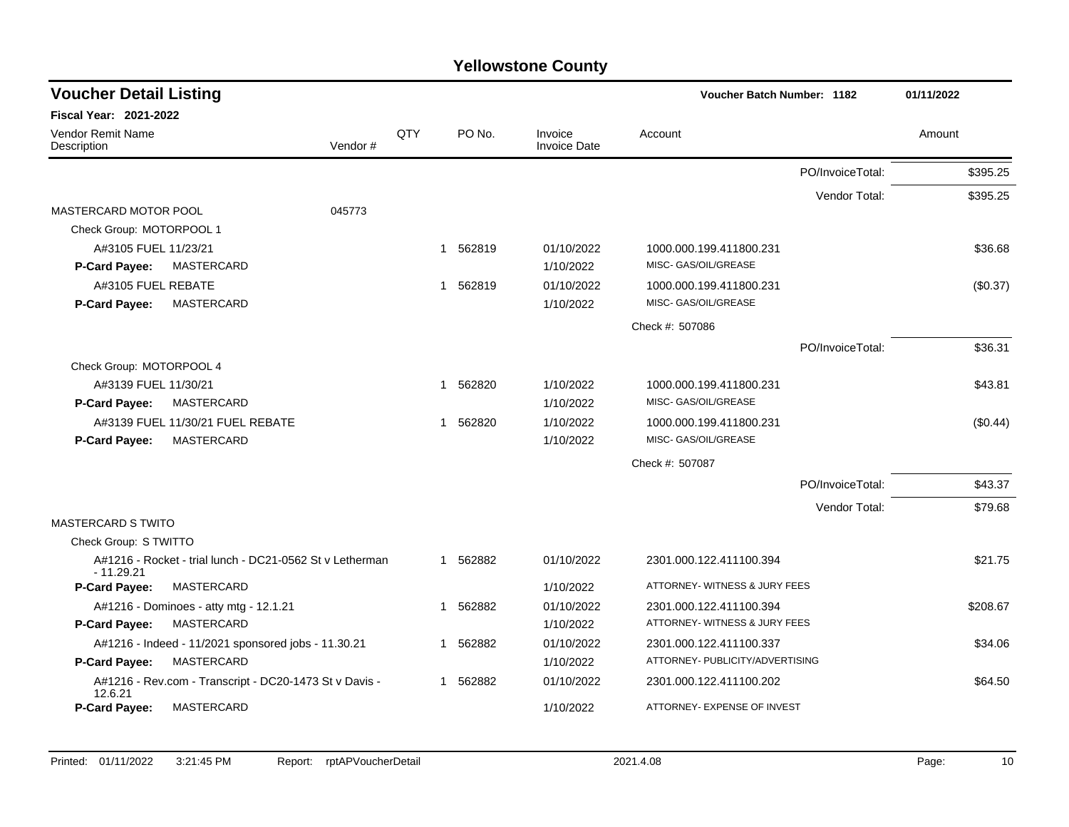## Yellowstone County

### Voucher Detail Listing

Voucher Batch Number: 1182 — 01/11/2022

**Fiscal Year: 2021-2022**

| Vendor Remit Name / Description | Vendor # | QTY | PO No. | Invoice / Invoice Date | Account | Amount |
|---|---|---|---|---|---|---|
| | | | | | PO/InvoiceTotal: | $395.25 |
| | | | | | Vendor Total: | $395.25 |
| MASTERCARD MOTOR POOL | 045773 | | | | | |
| Check Group: MOTORPOOL 1 | | | | | | |
| A#3105 FUEL 11/23/21 | | 1 | 562819 | 01/10/2022 | 1000.000.199.411800.231 | $36.68 |
| **P-Card Payee:** MASTERCARD | | | | 1/10/2022 | MISC- GAS/OIL/GREASE | |
| A#3105 FUEL REBATE | | 1 | 562819 | 01/10/2022 | 1000.000.199.411800.231 | ($0.37) |
| **P-Card Payee:** MASTERCARD | | | | 1/10/2022 | MISC- GAS/OIL/GREASE | |
| | | | | | Check #: 507086 | |
| | | | | | PO/InvoiceTotal: | $36.31 |
| Check Group: MOTORPOOL 4 | | | | | | |
| A#3139 FUEL 11/30/21 | | 1 | 562820 | 1/10/2022 | 1000.000.199.411800.231 | $43.81 |
| **P-Card Payee:** MASTERCARD | | | | 1/10/2022 | MISC- GAS/OIL/GREASE | |
| A#3139 FUEL 11/30/21 FUEL REBATE | | 1 | 562820 | 1/10/2022 | 1000.000.199.411800.231 | ($0.44) |
| **P-Card Payee:** MASTERCARD | | | | 1/10/2022 | MISC- GAS/OIL/GREASE | |
| | | | | | Check #: 507087 | |
| | | | | | PO/InvoiceTotal: | $43.37 |
| | | | | | Vendor Total: | $79.68 |
| MASTERCARD S TWITO | | | | | | |
| Check Group: S TWITTO | | | | | | |
| A#1216 - Rocket - trial lunch - DC21-0562 St v Letherman - 11.29.21 | | 1 | 562882 | 01/10/2022 | 2301.000.122.411100.394 | $21.75 |
| **P-Card Payee:** MASTERCARD | | | | 1/10/2022 | ATTORNEY- WITNESS & JURY FEES | |
| A#1216 - Dominoes - atty mtg - 12.1.21 | | 1 | 562882 | 01/10/2022 | 2301.000.122.411100.394 | $208.67 |
| **P-Card Payee:** MASTERCARD | | | | 1/10/2022 | ATTORNEY- WITNESS & JURY FEES | |
| A#1216 - Indeed - 11/2021 sponsored jobs - 11.30.21 | | 1 | 562882 | 01/10/2022 | 2301.000.122.411100.337 | $34.06 |
| **P-Card Payee:** MASTERCARD | | | | 1/10/2022 | ATTORNEY- PUBLICITY/ADVERTISING | |
| A#1216 - Rev.com - Transcript - DC20-1473 St v Davis - 12.6.21 | | 1 | 562882 | 01/10/2022 | 2301.000.122.411100.202 | $64.50 |
| **P-Card Payee:** MASTERCARD | | | | 1/10/2022 | ATTORNEY- EXPENSE OF INVEST | |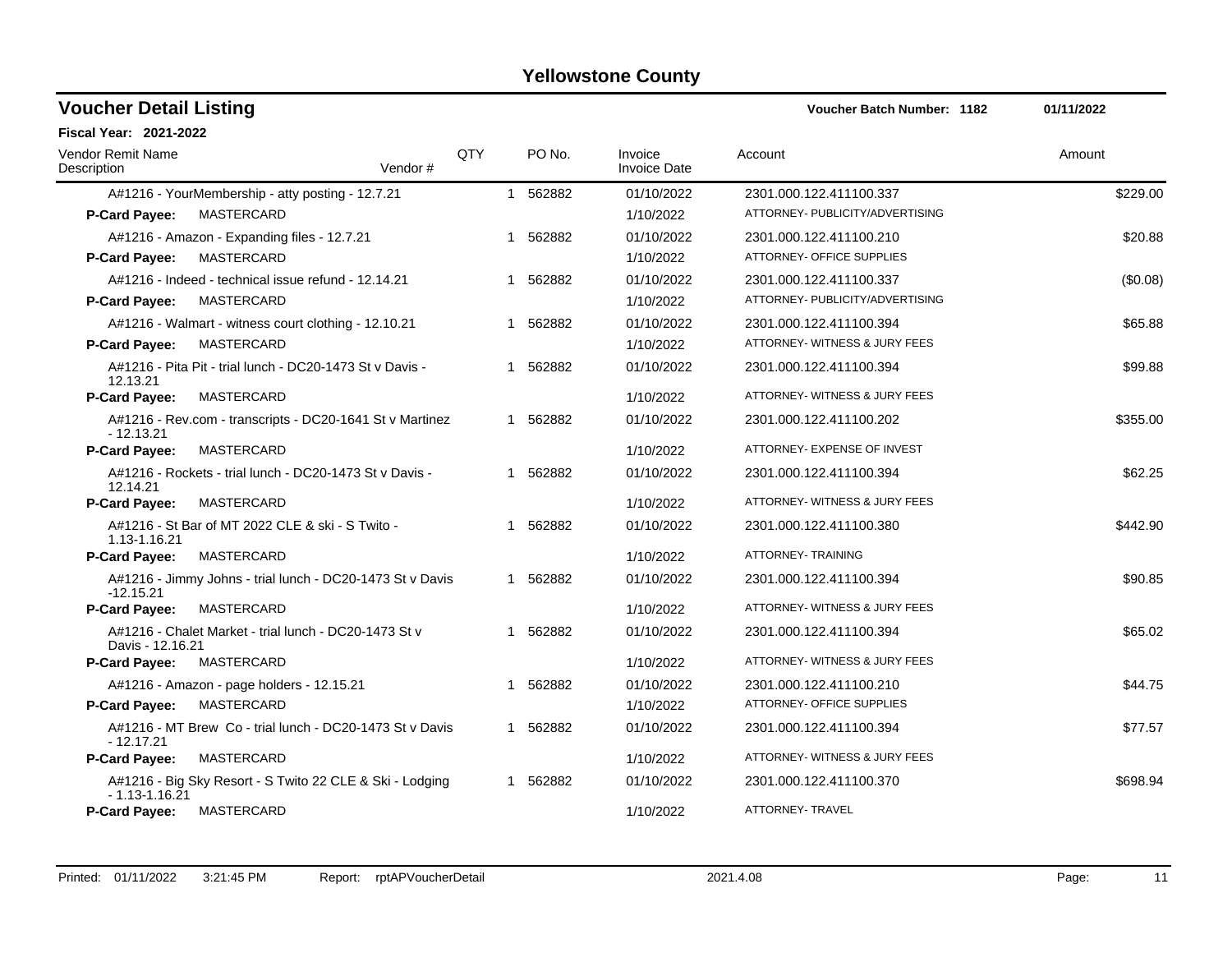# Yellowstone County

## Voucher Detail Listing

**Voucher Batch Number: 1182** 01/11/2022

**Fiscal Year: 2021-2022**

| Vendor Remit Name / Description | Vendor # | QTY | PO No. | Invoice / Invoice Date | Account | Amount |
|---|---|---|---|---|---|---|
| A#1216 - YourMembership - atty posting - 12.7.21 | | 1 | 562882 | 01/10/2022 | 2301.000.122.411100.337 | $229.00 |
| **P-Card Payee:** MASTERCARD | | | | 1/10/2022 | ATTORNEY- PUBLICITY/ADVERTISING | |
| A#1216 - Amazon - Expanding files - 12.7.21 | | 1 | 562882 | 01/10/2022 | 2301.000.122.411100.210 | $20.88 |
| **P-Card Payee:** MASTERCARD | | | | 1/10/2022 | ATTORNEY- OFFICE SUPPLIES | |
| A#1216 - Indeed - technical issue refund - 12.14.21 | | 1 | 562882 | 01/10/2022 | 2301.000.122.411100.337 | ($0.08) |
| **P-Card Payee:** MASTERCARD | | | | 1/10/2022 | ATTORNEY- PUBLICITY/ADVERTISING | |
| A#1216 - Walmart - witness court clothing - 12.10.21 | | 1 | 562882 | 01/10/2022 | 2301.000.122.411100.394 | $65.88 |
| **P-Card Payee:** MASTERCARD | | | | 1/10/2022 | ATTORNEY- WITNESS & JURY FEES | |
| A#1216 - Pita Pit - trial lunch - DC20-1473 St v Davis - 12.13.21 | | 1 | 562882 | 01/10/2022 | 2301.000.122.411100.394 | $99.88 |
| **P-Card Payee:** MASTERCARD | | | | 1/10/2022 | ATTORNEY- WITNESS & JURY FEES | |
| A#1216 - Rev.com - transcripts - DC20-1641 St v Martinez - 12.13.21 | | 1 | 562882 | 01/10/2022 | 2301.000.122.411100.202 | $355.00 |
| **P-Card Payee:** MASTERCARD | | | | 1/10/2022 | ATTORNEY- EXPENSE OF INVEST | |
| A#1216 - Rockets - trial lunch - DC20-1473 St v Davis - 12.14.21 | | 1 | 562882 | 01/10/2022 | 2301.000.122.411100.394 | $62.25 |
| **P-Card Payee:** MASTERCARD | | | | 1/10/2022 | ATTORNEY- WITNESS & JURY FEES | |
| A#1216 - St Bar of MT 2022 CLE & ski - S Twito - 1.13-1.16.21 | | 1 | 562882 | 01/10/2022 | 2301.000.122.411100.380 | $442.90 |
| **P-Card Payee:** MASTERCARD | | | | 1/10/2022 | ATTORNEY- TRAINING | |
| A#1216 - Jimmy Johns - trial lunch - DC20-1473 St v Davis -12.15.21 | | 1 | 562882 | 01/10/2022 | 2301.000.122.411100.394 | $90.85 |
| **P-Card Payee:** MASTERCARD | | | | 1/10/2022 | ATTORNEY- WITNESS & JURY FEES | |
| A#1216 - Chalet Market - trial lunch - DC20-1473 St v Davis - 12.16.21 | | 1 | 562882 | 01/10/2022 | 2301.000.122.411100.394 | $65.02 |
| **P-Card Payee:** MASTERCARD | | | | 1/10/2022 | ATTORNEY- WITNESS & JURY FEES | |
| A#1216 - Amazon - page holders - 12.15.21 | | 1 | 562882 | 01/10/2022 | 2301.000.122.411100.210 | $44.75 |
| **P-Card Payee:** MASTERCARD | | | | 1/10/2022 | ATTORNEY- OFFICE SUPPLIES | |
| A#1216 - MT Brew Co - trial lunch - DC20-1473 St v Davis - 12.17.21 | | 1 | 562882 | 01/10/2022 | 2301.000.122.411100.394 | $77.57 |
| **P-Card Payee:** MASTERCARD | | | | 1/10/2022 | ATTORNEY- WITNESS & JURY FEES | |
| A#1216 - Big Sky Resort - S Twito 22 CLE & Ski - Lodging - 1.13-1.16.21 | | 1 | 562882 | 01/10/2022 | 2301.000.122.411100.370 | $698.94 |
| **P-Card Payee:** MASTERCARD | | | | 1/10/2022 | ATTORNEY- TRAVEL | |

Printed: 01/11/2022 3:21:45 PM Report: rptAPVoucherDetail 2021.4.08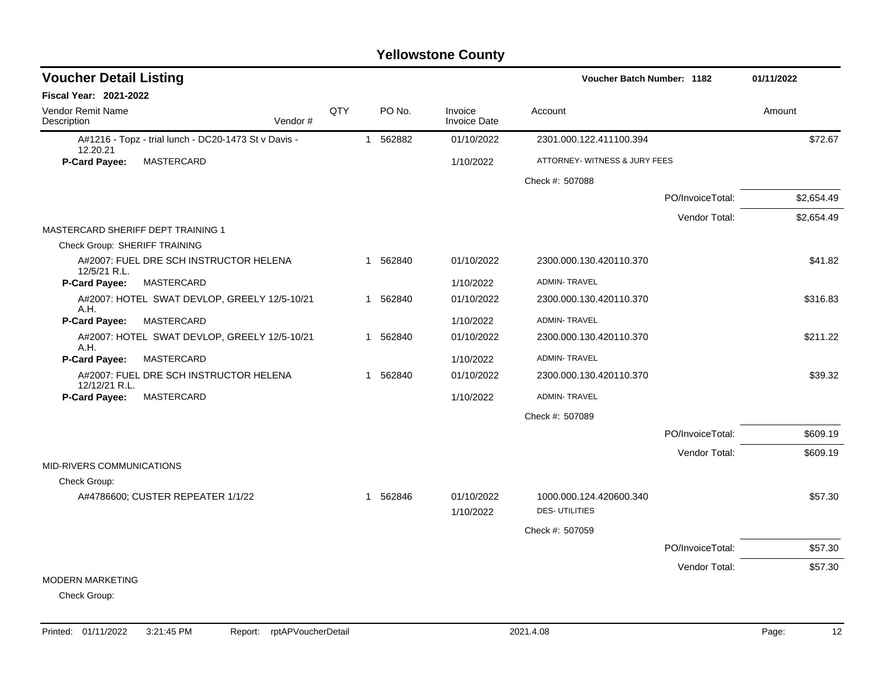# Yellowstone County

## Voucher Detail Listing

**Voucher Batch Number: 1182** — 01/11/2022

**Fiscal Year: 2021-2022**

| Vendor Remit Name / Description | Vendor # | QTY | PO No. | Invoice / Invoice Date | Account | Amount |
|---|---|---|---|---|---|---|
| A#1216 - Topz - trial lunch - DC20-1473 St v Davis - 12.20.21 | | 1 | 562882 | 01/10/2022 | 2301.000.122.411100.394 | $72.67 |
| **P-Card Payee:** MASTERCARD | | | | 1/10/2022 | ATTORNEY- WITNESS & JURY FEES | |
| | | | | | Check #: 507088 | |
| | | | | | PO/InvoiceTotal: | $2,654.49 |
| | | | | | Vendor Total: | $2,654.49 |
| MASTERCARD SHERIFF DEPT TRAINING 1 | | | | | | |
| Check Group: SHERIFF TRAINING | | | | | | |
| A#2007: FUEL DRE SCH INSTRUCTOR HELENA 12/5/21 R.L. | | 1 | 562840 | 01/10/2022 | 2300.000.130.420110.370 | $41.82 |
| **P-Card Payee:** MASTERCARD | | | | 1/10/2022 | ADMIN- TRAVEL | |
| A#2007: HOTEL SWAT DEVLOP, GREELY 12/5-10/21 A.H. | | 1 | 562840 | 01/10/2022 | 2300.000.130.420110.370 | $316.83 |
| **P-Card Payee:** MASTERCARD | | | | 1/10/2022 | ADMIN- TRAVEL | |
| A#2007: HOTEL SWAT DEVLOP, GREELY 12/5-10/21 A.H. | | 1 | 562840 | 01/10/2022 | 2300.000.130.420110.370 | $211.22 |
| **P-Card Payee:** MASTERCARD | | | | 1/10/2022 | ADMIN- TRAVEL | |
| A#2007: FUEL DRE SCH INSTRUCTOR HELENA 12/12/21 R.L. | | 1 | 562840 | 01/10/2022 | 2300.000.130.420110.370 | $39.32 |
| **P-Card Payee:** MASTERCARD | | | | 1/10/2022 | ADMIN- TRAVEL | |
| | | | | | Check #: 507089 | |
| | | | | | PO/InvoiceTotal: | $609.19 |
| | | | | | Vendor Total: | $609.19 |
| MID-RIVERS COMMUNICATIONS | | | | | | |
| Check Group: | | | | | | |
| A#4786600; CUSTER REPEATER 1/1/22 | | 1 | 562846 | 01/10/2022 | 1000.000.124.420600.340 | $57.30 |
| | | | | 1/10/2022 | DES- UTILITIES | |
| | | | | | Check #: 507059 | |
| | | | | | PO/InvoiceTotal: | $57.30 |
| | | | | | Vendor Total: | $57.30 |
| MODERN MARKETING | | | | | | |
| Check Group: | | | | | | |

Printed: 01/11/2022 3:21:45 PM Report: rptAPVoucherDetail 2021.4.08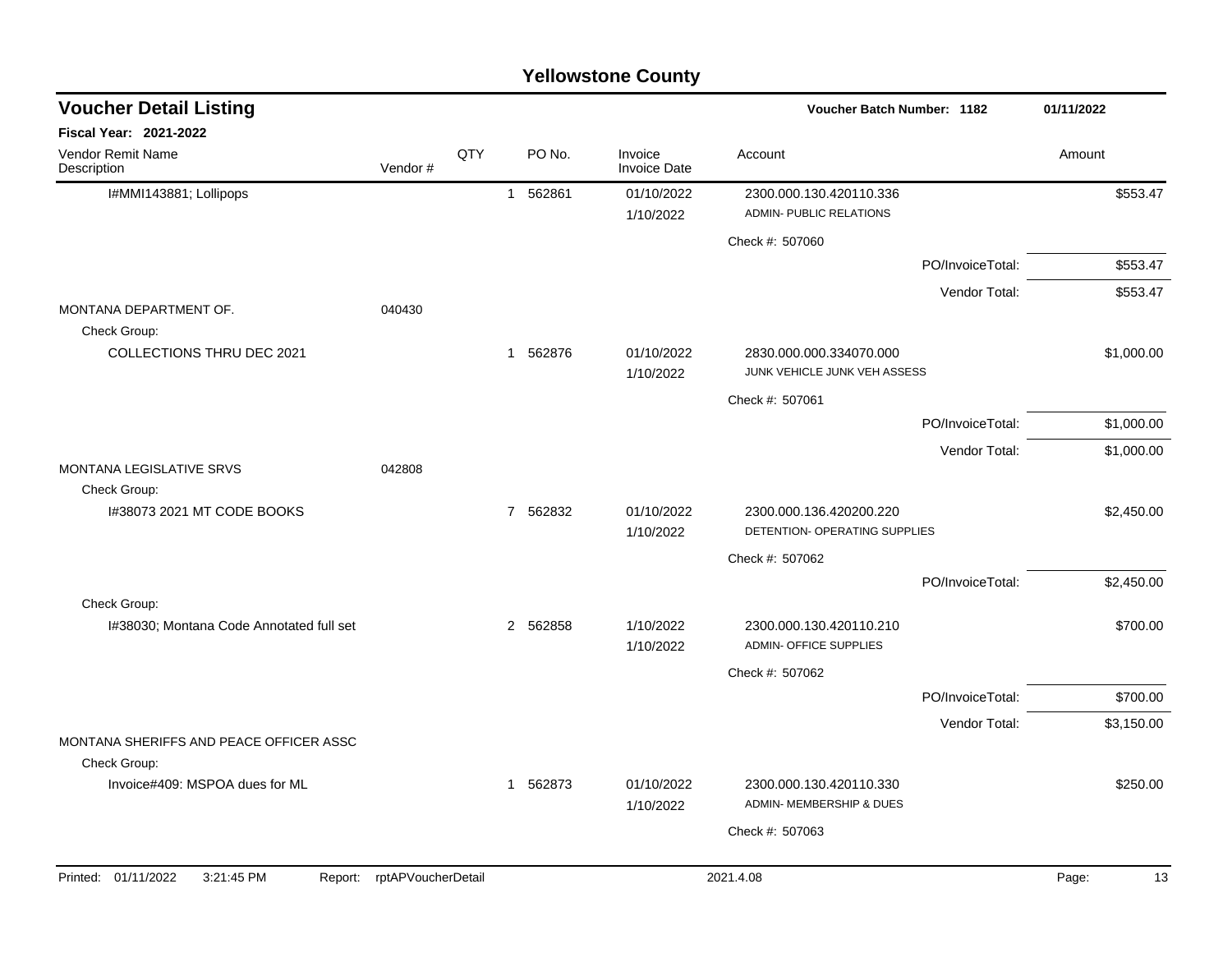# Yellowstone County

## Voucher Detail Listing

**Voucher Batch Number: 1182** — 01/11/2022

**Fiscal Year: 2021-2022**

| Vendor Remit Name / Description | Vendor # | QTY | PO No. | Invoice / Invoice Date | Account | Amount |
|---|---|---|---|---|---|---|
| I#MMI143881; Lollipops | | 1 | 562861 | 01/10/2022 / 1/10/2022 | 2300.000.130.420110.336 ADMIN- PUBLIC RELATIONS | $553.47 |
| | | | | | Check #: 507060 | |
| | | | | | PO/InvoiceTotal: | $553.47 |
| | | | | | Vendor Total: | $553.47 |
| MONTANA DEPARTMENT OF. | 040430 | | | | | |
| Check Group: | | | | | | |
| COLLECTIONS THRU DEC 2021 | | 1 | 562876 | 01/10/2022 / 1/10/2022 | 2830.000.000.334070.000 JUNK VEHICLE JUNK VEH ASSESS | $1,000.00 |
| | | | | | Check #: 507061 | |
| | | | | | PO/InvoiceTotal: | $1,000.00 |
| | | | | | Vendor Total: | $1,000.00 |
| MONTANA LEGISLATIVE SRVS | 042808 | | | | | |
| Check Group: | | | | | | |
| I#38073 2021 MT CODE BOOKS | | 7 | 562832 | 01/10/2022 / 1/10/2022 | 2300.000.136.420200.220 DETENTION- OPERATING SUPPLIES | $2,450.00 |
| | | | | | Check #: 507062 | |
| | | | | | PO/InvoiceTotal: | $2,450.00 |
| Check Group: | | | | | | |
| I#38030; Montana Code Annotated full set | | 2 | 562858 | 1/10/2022 / 1/10/2022 | 2300.000.130.420110.210 ADMIN- OFFICE SUPPLIES | $700.00 |
| | | | | | Check #: 507062 | |
| | | | | | PO/InvoiceTotal: | $700.00 |
| | | | | | Vendor Total: | $3,150.00 |
| MONTANA SHERIFFS AND PEACE OFFICER ASSC | | | | | | |
| Check Group: | | | | | | |
| Invoice#409: MSPOA dues for ML | | 1 | 562873 | 01/10/2022 / 1/10/2022 | 2300.000.130.420110.330 ADMIN- MEMBERSHIP & DUES | $250.00 |
| | | | | | Check #: 507063 | |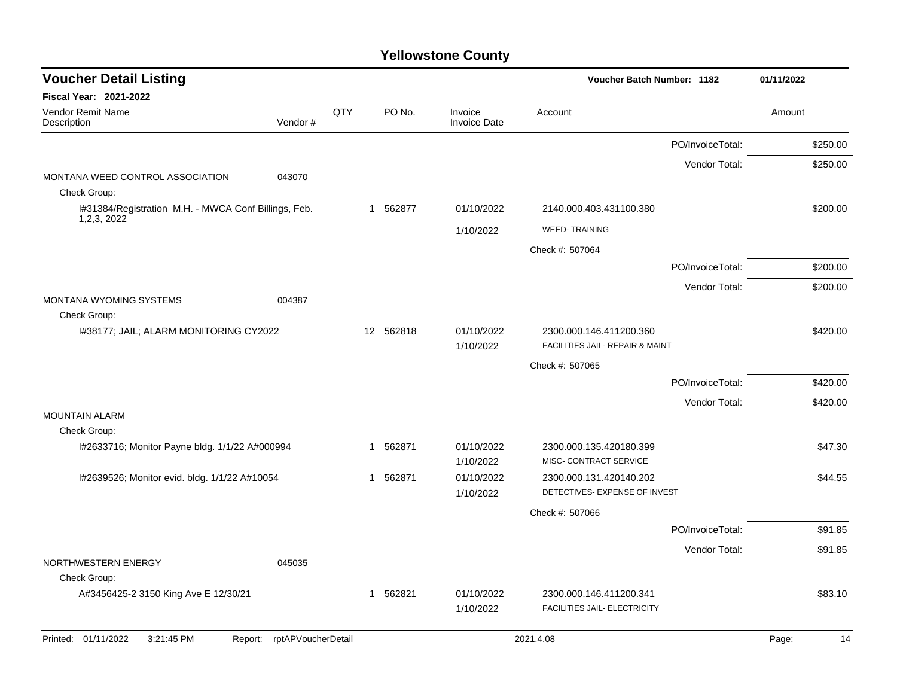# Yellowstone County

## Voucher Detail Listing

**Voucher Batch Number: 1182** — 01/11/2022

**Fiscal Year: 2021-2022**

| Vendor Remit Name / Description | Vendor # | QTY | PO No. | Invoice / Invoice Date | Account | Amount |
|---|---|---|---|---|---|---|
| | | | | | PO/InvoiceTotal: | $250.00 |
| | | | | | Vendor Total: | $250.00 |
| MONTANA WEED CONTROL ASSOCIATION | 043070 | | | | | |
| Check Group: | | | | | | |
| I#31384/Registration M.H. - MWCA Conf Billings, Feb. 1,2,3, 2022 | | 1 | 562877 | 01/10/2022 / 1/10/2022 | 2140.000.403.431100.380 WEED- TRAINING | $200.00 |
| | | | | | Check #: 507064 | |
| | | | | | PO/InvoiceTotal: | $200.00 |
| | | | | | Vendor Total: | $200.00 |
| MONTANA WYOMING SYSTEMS | 004387 | | | | | |
| Check Group: | | | | | | |
| I#38177; JAIL; ALARM MONITORING CY2022 | | 12 | 562818 | 01/10/2022 / 1/10/2022 | 2300.000.146.411200.360 FACILITIES JAIL- REPAIR & MAINT | $420.00 |
| | | | | | Check #: 507065 | |
| | | | | | PO/InvoiceTotal: | $420.00 |
| | | | | | Vendor Total: | $420.00 |
| MOUNTAIN ALARM | | | | | | |
| Check Group: | | | | | | |
| I#2633716; Monitor Payne bldg. 1/1/22 A#000994 | | 1 | 562871 | 01/10/2022 / 1/10/2022 | 2300.000.135.420180.399 MISC- CONTRACT SERVICE | $47.30 |
| I#2639526; Monitor evid. bldg. 1/1/22 A#10054 | | 1 | 562871 | 01/10/2022 / 1/10/2022 | 2300.000.131.420140.202 DETECTIVES- EXPENSE OF INVEST | $44.55 |
| | | | | | Check #: 507066 | |
| | | | | | PO/InvoiceTotal: | $91.85 |
| | | | | | Vendor Total: | $91.85 |
| NORTHWESTERN ENERGY | 045035 | | | | | |
| Check Group: | | | | | | |
| A#3456425-2 3150 King Ave E 12/30/21 | | 1 | 562821 | 01/10/2022 / 1/10/2022 | 2300.000.146.411200.341 FACILITIES JAIL- ELECTRICITY | $83.10 |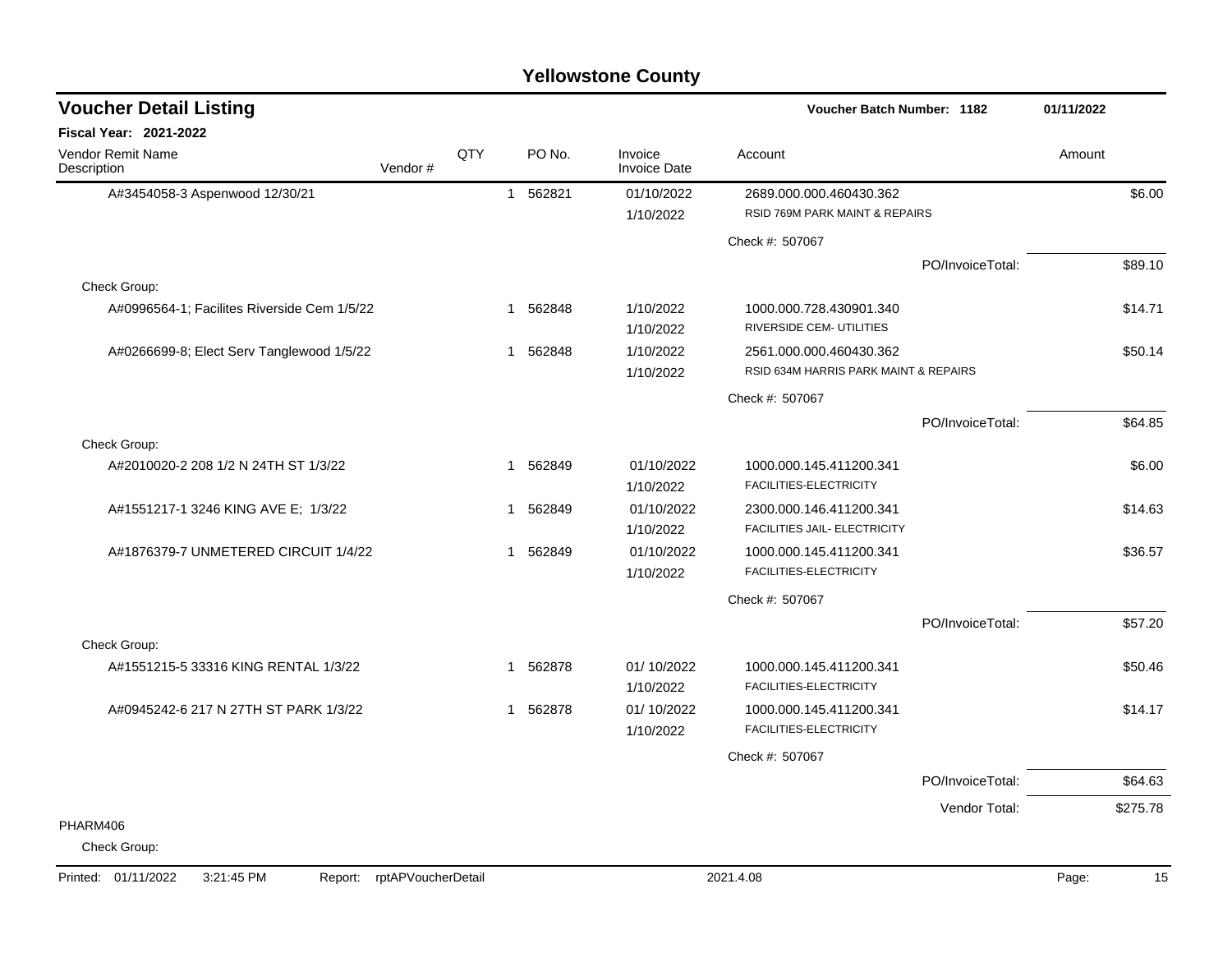# Yellowstone County

## Voucher Detail Listing

**Voucher Batch Number: 1182** — 01/11/2022

**Fiscal Year: 2021-2022**

| Vendor Remit Name / Description | Vendor # | QTY | PO No. | Invoice / Invoice Date | Account | Amount |
|---|---|---|---|---|---|---|
| A#3454058-3 Aspenwood 12/30/21 | | 1 | 562821 | 01/10/2022 / 1/10/2022 | 2689.000.000.460430.362 RSID 769M PARK MAINT & REPAIRS | $6.00 |
| | | | | | Check #: 507067 | |
| | | | | | PO/InvoiceTotal: | $89.10 |
| Check Group: | | | | | | |
| A#0996564-1; Facilites Riverside Cem 1/5/22 | | 1 | 562848 | 1/10/2022 / 1/10/2022 | 1000.000.728.430901.340 RIVERSIDE CEM- UTILITIES | $14.71 |
| A#0266699-8; Elect Serv Tanglewood 1/5/22 | | 1 | 562848 | 1/10/2022 / 1/10/2022 | 2561.000.000.460430.362 RSID 634M HARRIS PARK MAINT & REPAIRS | $50.14 |
| | | | | | Check #: 507067 | |
| | | | | | PO/InvoiceTotal: | $64.85 |
| Check Group: | | | | | | |
| A#2010020-2 208 1/2 N 24TH ST 1/3/22 | | 1 | 562849 | 01/10/2022 / 1/10/2022 | 1000.000.145.411200.341 FACILITIES-ELECTRICITY | $6.00 |
| A#1551217-1 3246 KING AVE E; 1/3/22 | | 1 | 562849 | 01/10/2022 / 1/10/2022 | 2300.000.146.411200.341 FACILITIES JAIL- ELECTRICITY | $14.63 |
| A#1876379-7 UNMETERED CIRCUIT 1/4/22 | | 1 | 562849 | 01/10/2022 / 1/10/2022 | 1000.000.145.411200.341 FACILITIES-ELECTRICITY | $36.57 |
| | | | | | Check #: 507067 | |
| | | | | | PO/InvoiceTotal: | $57.20 |
| Check Group: | | | | | | |
| A#1551215-5 33316 KING RENTAL 1/3/22 | | 1 | 562878 | 01/ 10/2022 / 1/10/2022 | 1000.000.145.411200.341 FACILITIES-ELECTRICITY | $50.46 |
| A#0945242-6 217 N 27TH ST PARK 1/3/22 | | 1 | 562878 | 01/ 10/2022 / 1/10/2022 | 1000.000.145.411200.341 FACILITIES-ELECTRICITY | $14.17 |
| | | | | | Check #: 507067 | |
| | | | | | PO/InvoiceTotal: | $64.63 |
| | | | | | Vendor Total: | $275.78 |
| PHARM406 | | | | | | |
| Check Group: | | | | | | |

Printed: 01/11/2022 3:21:45 PM Report: rptAPVoucherDetail 2021.4.08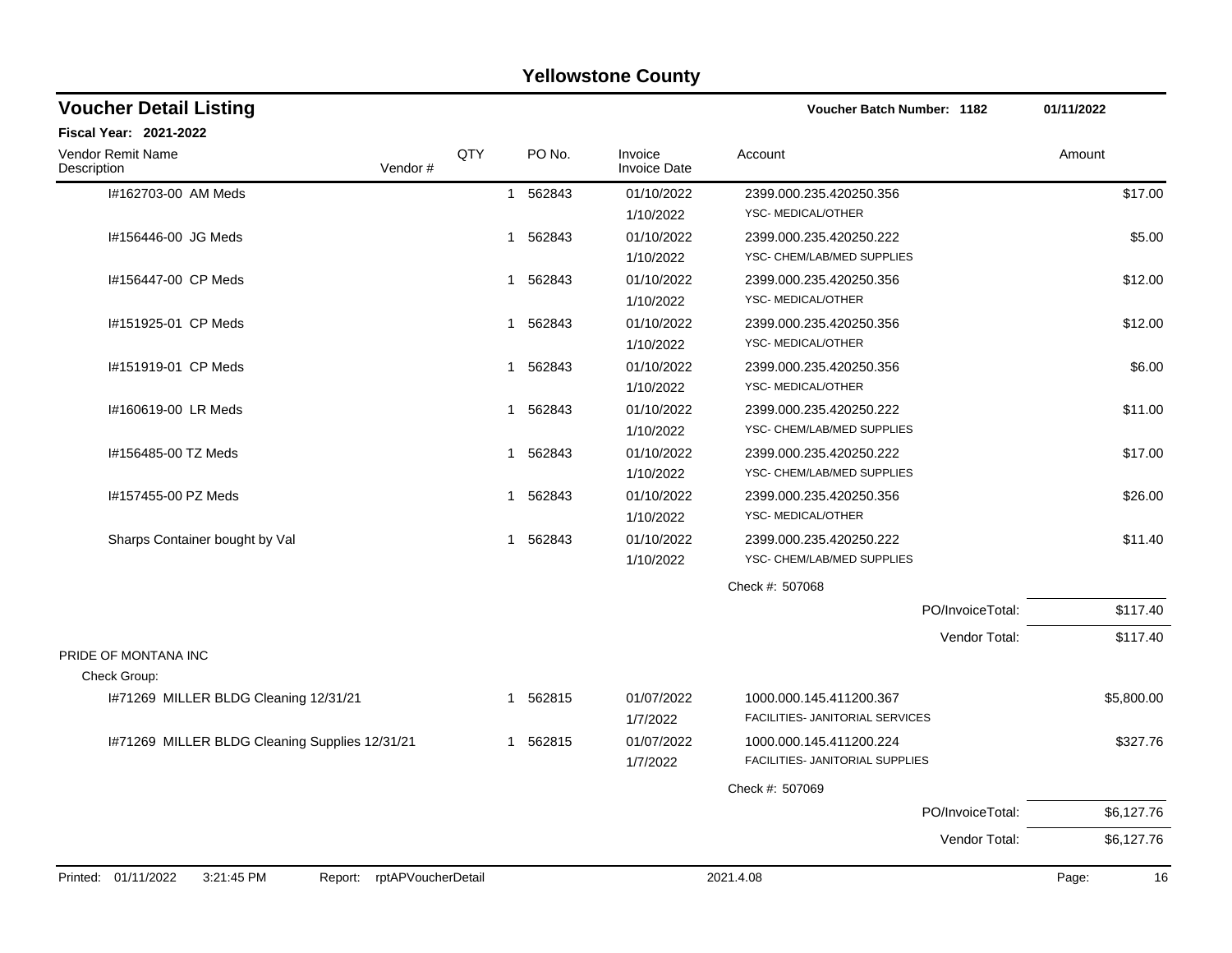# Yellowstone County

## Voucher Detail Listing

Voucher Batch Number: 1182 — 01/11/2022

**Fiscal Year: 2021-2022**

| Vendor Remit Name / Description | Vendor # | QTY | PO No. | Invoice / Invoice Date | Account | Amount |
|---|---|---|---|---|---|---|
| I#162703-00 AM Meds | | 1 | 562843 | 01/10/2022<br>1/10/2022 | 2399.000.235.420250.356<br>YSC- MEDICAL/OTHER | $17.00 |
| I#156446-00 JG Meds | | 1 | 562843 | 01/10/2022<br>1/10/2022 | 2399.000.235.420250.222<br>YSC- CHEM/LAB/MED SUPPLIES | $5.00 |
| I#156447-00 CP Meds | | 1 | 562843 | 01/10/2022<br>1/10/2022 | 2399.000.235.420250.356<br>YSC- MEDICAL/OTHER | $12.00 |
| I#151925-01 CP Meds | | 1 | 562843 | 01/10/2022<br>1/10/2022 | 2399.000.235.420250.356<br>YSC- MEDICAL/OTHER | $12.00 |
| I#151919-01 CP Meds | | 1 | 562843 | 01/10/2022<br>1/10/2022 | 2399.000.235.420250.356<br>YSC- MEDICAL/OTHER | $6.00 |
| I#160619-00 LR Meds | | 1 | 562843 | 01/10/2022<br>1/10/2022 | 2399.000.235.420250.222<br>YSC- CHEM/LAB/MED SUPPLIES | $11.00 |
| I#156485-00 TZ Meds | | 1 | 562843 | 01/10/2022<br>1/10/2022 | 2399.000.235.420250.222<br>YSC- CHEM/LAB/MED SUPPLIES | $17.00 |
| I#157455-00 PZ Meds | | 1 | 562843 | 01/10/2022<br>1/10/2022 | 2399.000.235.420250.356<br>YSC- MEDICAL/OTHER | $26.00 |
| Sharps Container bought by Val | | 1 | 562843 | 01/10/2022<br>1/10/2022 | 2399.000.235.420250.222<br>YSC- CHEM/LAB/MED SUPPLIES | $11.40 |
| | | | | | Check #: 507068 | |
| | | | | | PO/InvoiceTotal: | $117.40 |
| | | | | | Vendor Total: | $117.40 |
| PRIDE OF MONTANA INC | | | | | | |
| Check Group: | | | | | | |
| I#71269 MILLER BLDG Cleaning 12/31/21 | | 1 | 562815 | 01/07/2022<br>1/7/2022 | 1000.000.145.411200.367<br>FACILITIES- JANITORIAL SERVICES | $5,800.00 |
| I#71269 MILLER BLDG Cleaning Supplies 12/31/21 | | 1 | 562815 | 01/07/2022<br>1/7/2022 | 1000.000.145.411200.224<br>FACILITIES- JANITORIAL SUPPLIES | $327.76 |
| | | | | | Check #: 507069 | |
| | | | | | PO/InvoiceTotal: | $6,127.76 |
| | | | | | Vendor Total: | $6,127.76 |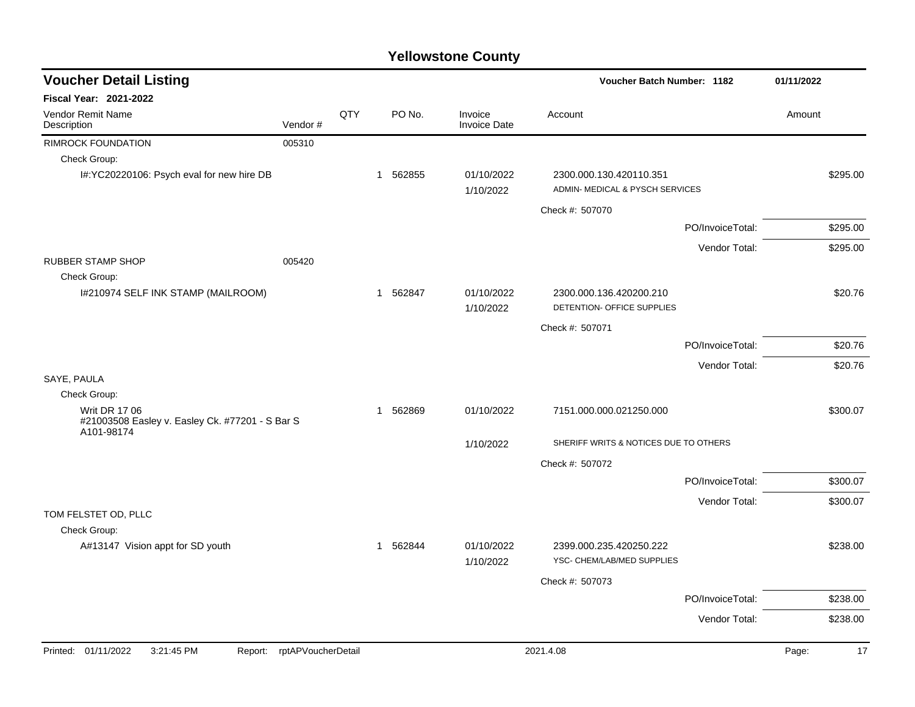# Yellowstone County

## Voucher Detail Listing

**Voucher Batch Number: 1182** — 01/11/2022

**Fiscal Year: 2021-2022**

| Vendor Remit Name / Description | Vendor # | QTY | PO No. | Invoice / Invoice Date | Account | Amount |
|---|---|---|---|---|---|---|
| RIMROCK FOUNDATION | 005310 | | | | | |
| Check Group: | | | | | | |
| I#:YC20220106: Psych eval for new hire DB | | 1 | 562855 | 01/10/2022<br>1/10/2022 | 2300.000.130.420110.351<br>ADMIN- MEDICAL & PYSCH SERVICES | $295.00 |
| | | | | | Check #: 507070 | |
| | | | | | PO/InvoiceTotal: | $295.00 |
| | | | | | Vendor Total: | $295.00 |
| RUBBER STAMP SHOP | 005420 | | | | | |
| Check Group: | | | | | | |
| I#210974 SELF INK STAMP (MAILROOM) | | 1 | 562847 | 01/10/2022<br>1/10/2022 | 2300.000.136.420200.210<br>DETENTION- OFFICE SUPPLIES | $20.76 |
| | | | | | Check #: 507071 | |
| | | | | | PO/InvoiceTotal: | $20.76 |
| | | | | | Vendor Total: | $20.76 |
| SAYE, PAULA | | | | | | |
| Check Group: | | | | | | |
| Writ DR 17 06<br>#21003508 Easley v. Easley Ck. #77201 - S Bar S A101-98174 | | 1 | 562869 | 01/10/2022<br>1/10/2022 | 7151.000.000.021250.000<br>SHERIFF WRITS & NOTICES DUE TO OTHERS | $300.07 |
| | | | | | Check #: 507072 | |
| | | | | | PO/InvoiceTotal: | $300.07 |
| | | | | | Vendor Total: | $300.07 |
| TOM FELSTET OD, PLLC | | | | | | |
| Check Group: | | | | | | |
| A#13147 Vision appt for SD youth | | 1 | 562844 | 01/10/2022<br>1/10/2022 | 2399.000.235.420250.222<br>YSC- CHEM/LAB/MED SUPPLIES | $238.00 |
| | | | | | Check #: 507073 | |
| | | | | | PO/InvoiceTotal: | $238.00 |
| | | | | | Vendor Total: | $238.00 |

Printed: 01/11/2022 3:21:45 PM Report: rptAPVoucherDetail 2021.4.08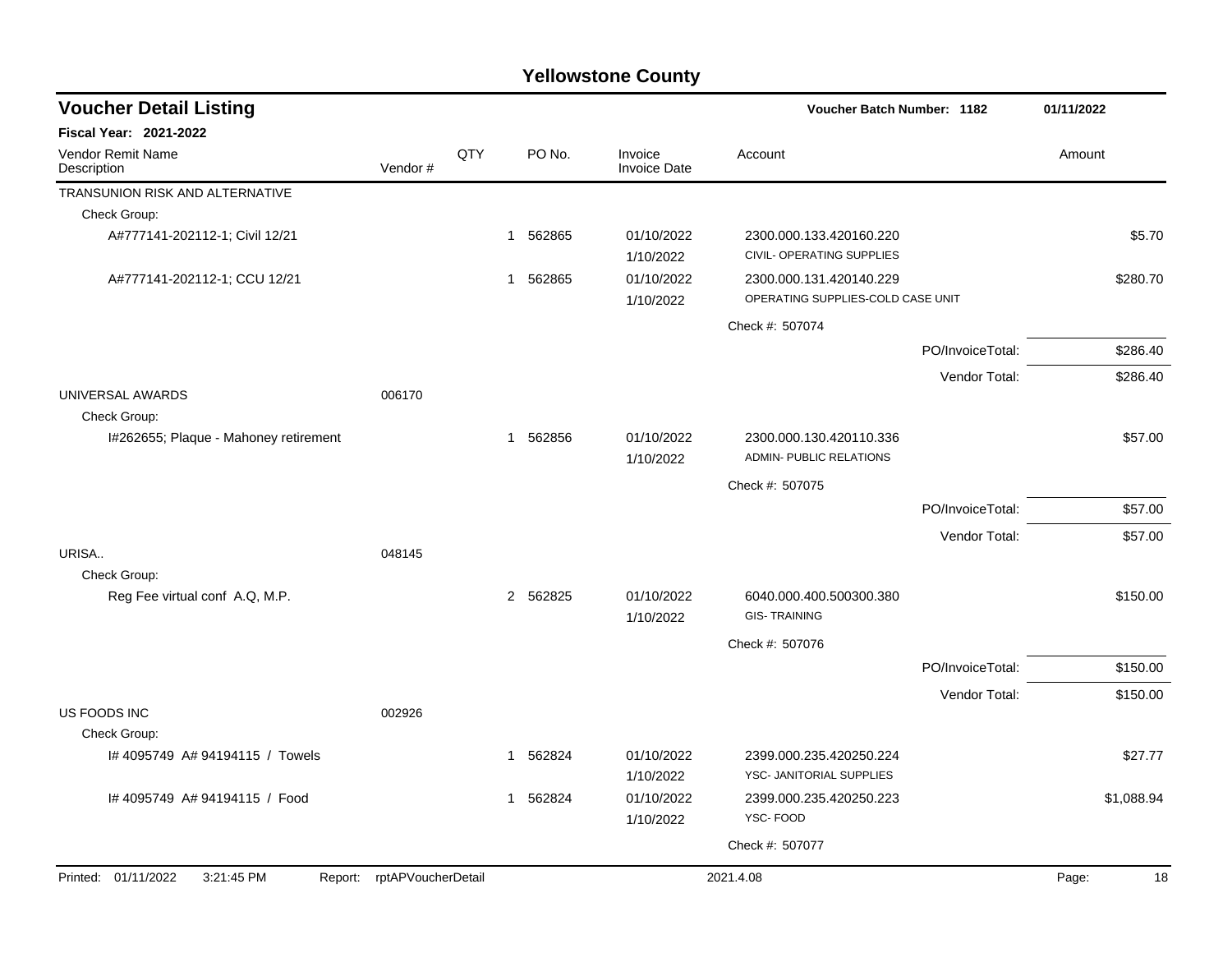# Yellowstone County

## Voucher Detail Listing

**Voucher Batch Number: 1182** — 01/11/2022

**Fiscal Year: 2021-2022**

| Vendor Remit Name / Description | Vendor # | QTY | PO No. | Invoice / Invoice Date | Account | Amount |
|---|---|---|---|---|---|---|
| TRANSUNION RISK AND ALTERNATIVE | | | | | | |
| Check Group: | | | | | | |
| A#777141-202112-1; Civil 12/21 | | 1 | 562865 | 01/10/2022 / 1/10/2022 | 2300.000.133.420160.220 CIVIL- OPERATING SUPPLIES | $5.70 |
| A#777141-202112-1; CCU 12/21 | | 1 | 562865 | 01/10/2022 / 1/10/2022 | 2300.000.131.420140.229 OPERATING SUPPLIES-COLD CASE UNIT | $280.70 |
| | | | | | Check #: 507074 | |
| | | | | | PO/InvoiceTotal: | $286.40 |
| | | | | | Vendor Total: | $286.40 |
| UNIVERSAL AWARDS | 006170 | | | | | |
| Check Group: | | | | | | |
| I#262655; Plaque - Mahoney retirement | | 1 | 562856 | 01/10/2022 / 1/10/2022 | 2300.000.130.420110.336 ADMIN- PUBLIC RELATIONS | $57.00 |
| | | | | | Check #: 507075 | |
| | | | | | PO/InvoiceTotal: | $57.00 |
| | | | | | Vendor Total: | $57.00 |
| URISA.. | 048145 | | | | | |
| Check Group: | | | | | | |
| Reg Fee virtual conf A.Q, M.P. | | 2 | 562825 | 01/10/2022 / 1/10/2022 | 6040.000.400.500300.380 GIS- TRAINING | $150.00 |
| | | | | | Check #: 507076 | |
| | | | | | PO/InvoiceTotal: | $150.00 |
| | | | | | Vendor Total: | $150.00 |
| US FOODS INC | 002926 | | | | | |
| Check Group: | | | | | | |
| I# 4095749 A# 94194115 / Towels | | 1 | 562824 | 01/10/2022 / 1/10/2022 | 2399.000.235.420250.224 YSC- JANITORIAL SUPPLIES | $27.77 |
| I# 4095749 A# 94194115 / Food | | 1 | 562824 | 01/10/2022 / 1/10/2022 | 2399.000.235.420250.223 YSC- FOOD | $1,088.94 |
| | | | | | Check #: 507077 | |

Printed: 01/11/2022 3:21:45 PM Report: rptAPVoucherDetail 2021.4.08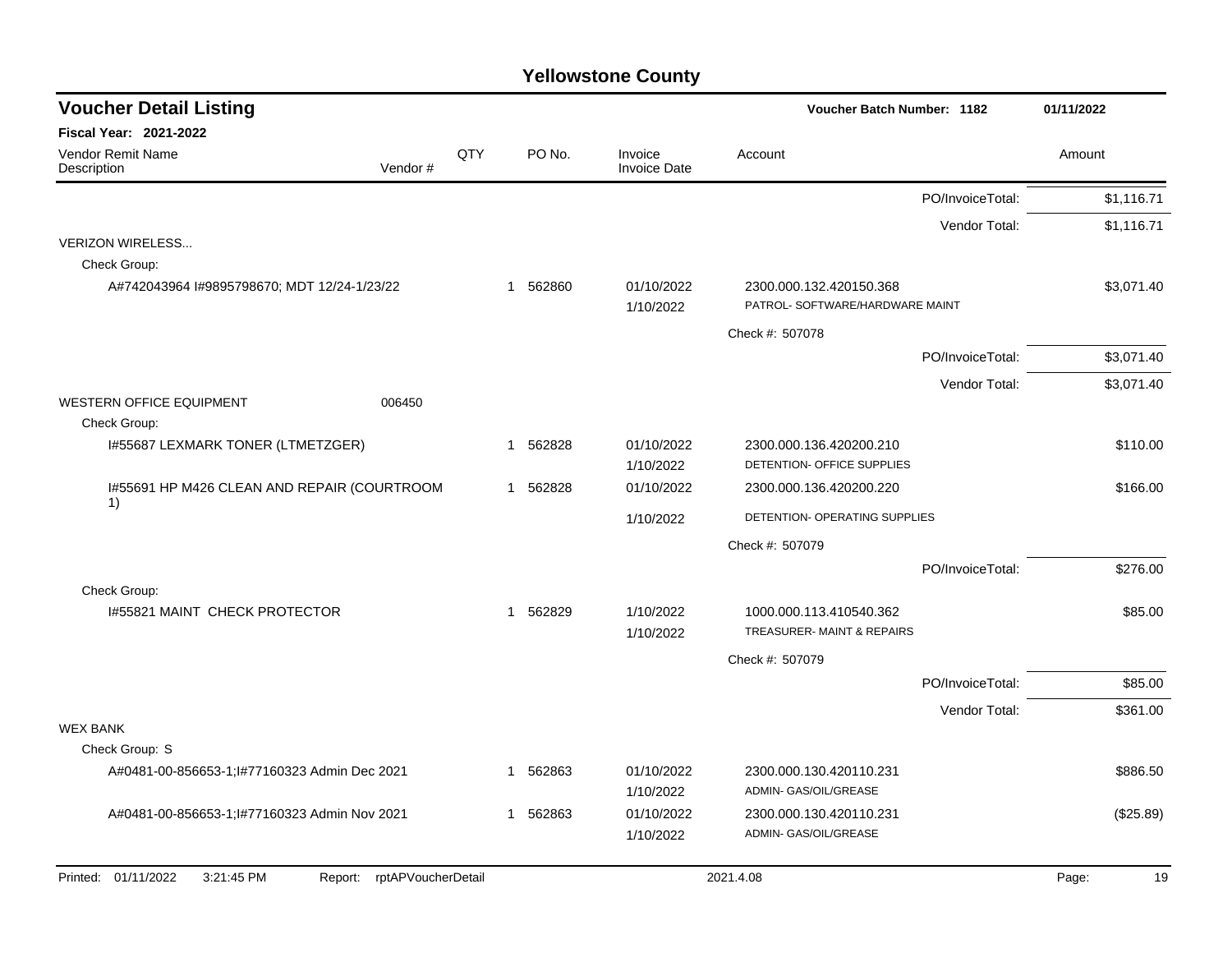# Yellowstone County

## Voucher Detail Listing

Voucher Batch Number: 1182 — 01/11/2022

**Fiscal Year: 2021-2022**

| Vendor Remit Name / Description | Vendor # | QTY | PO No. | Invoice / Invoice Date | Account | Amount |
|---|---|---|---|---|---|---|
| | | | | | PO/InvoiceTotal: | $1,116.71 |
| | | | | | Vendor Total: | $1,116.71 |
| VERIZON WIRELESS... | | | | | | |
| Check Group: | | | | | | |
| A#742043964 I#9895798670; MDT 12/24-1/23/22 | | 1 | 562860 | 01/10/2022<br>1/10/2022 | 2300.000.132.420150.368<br>PATROL- SOFTWARE/HARDWARE MAINT | $3,071.40 |
| | | | | | Check #: 507078 | |
| | | | | | PO/InvoiceTotal: | $3,071.40 |
| | | | | | Vendor Total: | $3,071.40 |
| WESTERN OFFICE EQUIPMENT | 006450 | | | | | |
| Check Group: | | | | | | |
| I#55687 LEXMARK TONER (LTMETZGER) | | 1 | 562828 | 01/10/2022<br>1/10/2022 | 2300.000.136.420200.210<br>DETENTION- OFFICE SUPPLIES | $110.00 |
| I#55691 HP M426 CLEAN AND REPAIR (COURTROOM 1) | | 1 | 562828 | 01/10/2022<br>1/10/2022 | 2300.000.136.420200.220<br>DETENTION- OPERATING SUPPLIES | $166.00 |
| | | | | | Check #: 507079 | |
| | | | | | PO/InvoiceTotal: | $276.00 |
| Check Group: | | | | | | |
| I#55821 MAINT CHECK PROTECTOR | | 1 | 562829 | 1/10/2022<br>1/10/2022 | 1000.000.113.410540.362<br>TREASURER- MAINT & REPAIRS | $85.00 |
| | | | | | Check #: 507079 | |
| | | | | | PO/InvoiceTotal: | $85.00 |
| | | | | | Vendor Total: | $361.00 |
| WEX BANK | | | | | | |
| Check Group: S | | | | | | |
| A#0481-00-856653-1;I#77160323 Admin Dec 2021 | | 1 | 562863 | 01/10/2022<br>1/10/2022 | 2300.000.130.420110.231<br>ADMIN- GAS/OIL/GREASE | $886.50 |
| A#0481-00-856653-1;I#77160323 Admin Nov 2021 | | 1 | 562863 | 01/10/2022<br>1/10/2022 | 2300.000.130.420110.231<br>ADMIN- GAS/OIL/GREASE | ($25.89) |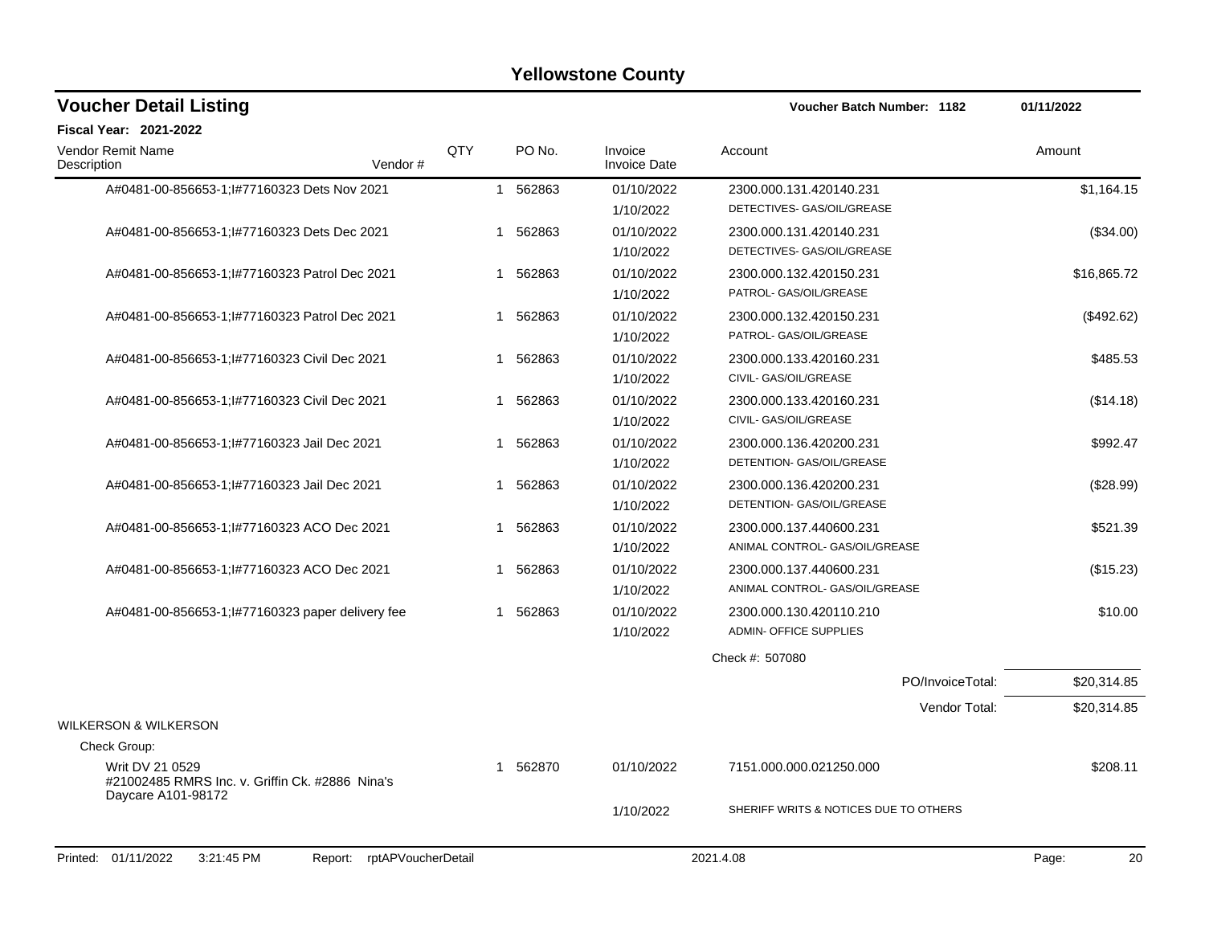# Yellowstone County

## Voucher Detail Listing

**Voucher Batch Number: 1182** — 01/11/2022

**Fiscal Year: 2021-2022**

| Vendor Remit Name / Description | Vendor # | QTY | PO No. | Invoice / Invoice Date | Account | Amount |
|---|---|---|---|---|---|---|
| A#0481-00-856653-1;I#77160323 Dets Nov 2021 | | 1 | 562863 | 01/10/2022<br>1/10/2022 | 2300.000.131.420140.231<br>DETECTIVES- GAS/OIL/GREASE | $1,164.15 |
| A#0481-00-856653-1;I#77160323 Dets Dec 2021 | | 1 | 562863 | 01/10/2022<br>1/10/2022 | 2300.000.131.420140.231<br>DETECTIVES- GAS/OIL/GREASE | ($34.00) |
| A#0481-00-856653-1;I#77160323 Patrol Dec 2021 | | 1 | 562863 | 01/10/2022<br>1/10/2022 | 2300.000.132.420150.231<br>PATROL- GAS/OIL/GREASE | $16,865.72 |
| A#0481-00-856653-1;I#77160323 Patrol Dec 2021 | | 1 | 562863 | 01/10/2022<br>1/10/2022 | 2300.000.132.420150.231<br>PATROL- GAS/OIL/GREASE | ($492.62) |
| A#0481-00-856653-1;I#77160323 Civil Dec 2021 | | 1 | 562863 | 01/10/2022<br>1/10/2022 | 2300.000.133.420160.231<br>CIVIL- GAS/OIL/GREASE | $485.53 |
| A#0481-00-856653-1;I#77160323 Civil Dec 2021 | | 1 | 562863 | 01/10/2022<br>1/10/2022 | 2300.000.133.420160.231<br>CIVIL- GAS/OIL/GREASE | ($14.18) |
| A#0481-00-856653-1;I#77160323 Jail Dec 2021 | | 1 | 562863 | 01/10/2022<br>1/10/2022 | 2300.000.136.420200.231<br>DETENTION- GAS/OIL/GREASE | $992.47 |
| A#0481-00-856653-1;I#77160323 Jail Dec 2021 | | 1 | 562863 | 01/10/2022<br>1/10/2022 | 2300.000.136.420200.231<br>DETENTION- GAS/OIL/GREASE | ($28.99) |
| A#0481-00-856653-1;I#77160323 ACO Dec 2021 | | 1 | 562863 | 01/10/2022<br>1/10/2022 | 2300.000.137.440600.231<br>ANIMAL CONTROL- GAS/OIL/GREASE | $521.39 |
| A#0481-00-856653-1;I#77160323 ACO Dec 2021 | | 1 | 562863 | 01/10/2022<br>1/10/2022 | 2300.000.137.440600.231<br>ANIMAL CONTROL- GAS/OIL/GREASE | ($15.23) |
| A#0481-00-856653-1;I#77160323 paper delivery fee | | 1 | 562863 | 01/10/2022<br>1/10/2022 | 2300.000.130.420110.210<br>ADMIN- OFFICE SUPPLIES | $10.00 |
| | | | | | Check #: 507080 | |
| | | | | | PO/InvoiceTotal: | $20,314.85 |
| | | | | | Vendor Total: | $20,314.85 |
| WILKERSON & WILKERSON | | | | | | |
| Check Group: | | | | | | |
| Writ DV 21 0529<br>#21002485 RMRS Inc. v. Griffin Ck. #2886 Nina's Daycare A101-98172 | | 1 | 562870 | 01/10/2022<br>1/10/2022 | 7151.000.000.021250.000<br>SHERIFF WRITS & NOTICES DUE TO OTHERS | $208.11 |

Printed: 01/11/2022 3:21:45 PM Report: rptAPVoucherDetail 2021.4.08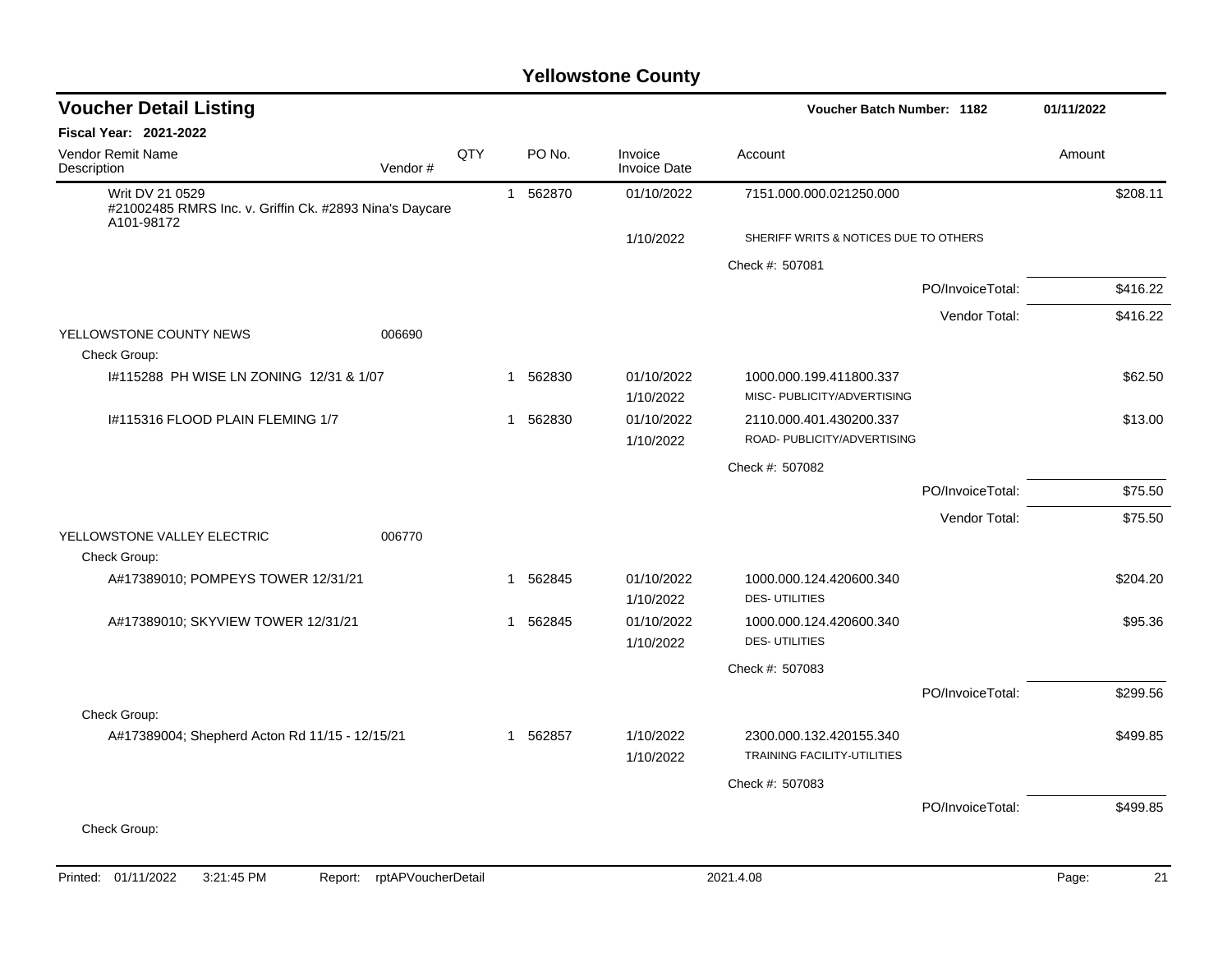# Yellowstone County

## Voucher Detail Listing

**Voucher Batch Number: 1182** — 01/11/2022

**Fiscal Year: 2021-2022**

| Vendor Remit Name / Description | Vendor # | QTY | PO No. | Invoice / Invoice Date | Account | Amount |
|---|---|---|---|---|---|---|
| Writ DV 21 0529 #21002485 RMRS Inc. v. Griffin Ck. #2893 Nina's Daycare A101-98172 | | 1 | 562870 | 01/10/2022 | 7151.000.000.021250.000 | $208.11 |
| | | | | 1/10/2022 | SHERIFF WRITS & NOTICES DUE TO OTHERS | |
| | | | | | Check #: 507081 | |
| | | | | | PO/InvoiceTotal: | $416.22 |
| | | | | | Vendor Total: | $416.22 |
| YELLOWSTONE COUNTY NEWS | 006690 | | | | | |
| Check Group: | | | | | | |
| I#115288 PH WISE LN ZONING 12/31 & 1/07 | | 1 | 562830 | 01/10/2022 | 1000.000.199.411800.337 | $62.50 |
| | | | | 1/10/2022 | MISC- PUBLICITY/ADVERTISING | |
| I#115316 FLOOD PLAIN FLEMING 1/7 | | 1 | 562830 | 01/10/2022 | 2110.000.401.430200.337 | $13.00 |
| | | | | 1/10/2022 | ROAD- PUBLICITY/ADVERTISING | |
| | | | | | Check #: 507082 | |
| | | | | | PO/InvoiceTotal: | $75.50 |
| | | | | | Vendor Total: | $75.50 |
| YELLOWSTONE VALLEY ELECTRIC | 006770 | | | | | |
| Check Group: | | | | | | |
| A#17389010; POMPEYS TOWER 12/31/21 | | 1 | 562845 | 01/10/2022 | 1000.000.124.420600.340 | $204.20 |
| | | | | 1/10/2022 | DES- UTILITIES | |
| A#17389010; SKYVIEW TOWER 12/31/21 | | 1 | 562845 | 01/10/2022 | 1000.000.124.420600.340 | $95.36 |
| | | | | 1/10/2022 | DES- UTILITIES | |
| | | | | | Check #: 507083 | |
| | | | | | PO/InvoiceTotal: | $299.56 |
| Check Group: | | | | | | |
| A#17389004; Shepherd Acton Rd 11/15 - 12/15/21 | | 1 | 562857 | 1/10/2022 | 2300.000.132.420155.340 | $499.85 |
| | | | | 1/10/2022 | TRAINING FACILITY-UTILITIES | |
| | | | | | Check #: 507083 | |
| | | | | | PO/InvoiceTotal: | $499.85 |
| Check Group: | | | | | | |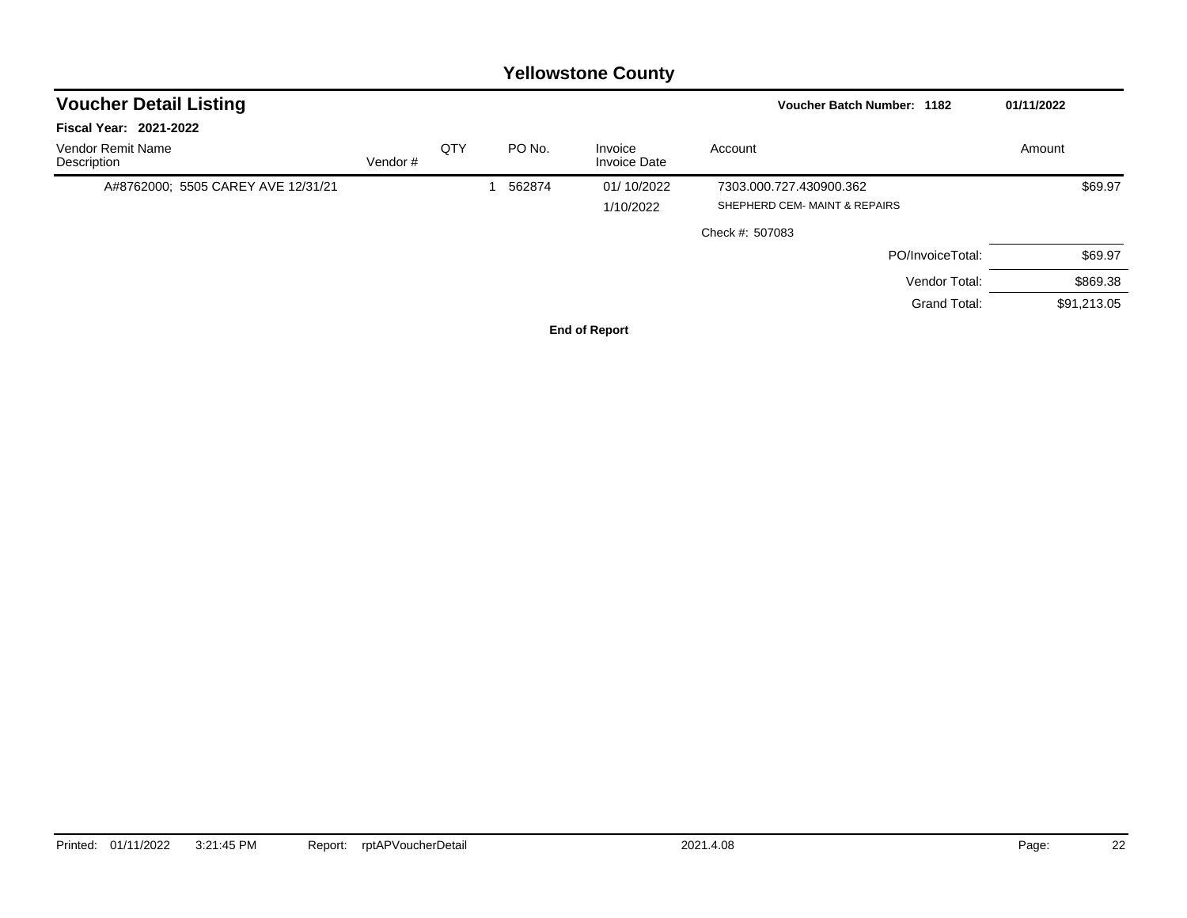# Yellowstone County

## Voucher Detail Listing

**Voucher Batch Number: 1182** **01/11/2022**

**Fiscal Year: 2021-2022**

| Vendor Remit Name / Description | Vendor # | QTY | PO No. | Invoice / Invoice Date | Account | Amount |
|---|---|---|---|---|---|---|
| A#8762000; 5505 CAREY AVE 12/31/21 | | 1 | 562874 | 01/ 10/2022<br>1/10/2022 | 7303.000.727.430900.362<br>SHEPHERD CEM- MAINT & REPAIRS | $69.97 |
| | | | | | Check #: 507083 | |
| | | | | | PO/InvoiceTotal: | $69.97 |
| | | | | | Vendor Total: | $869.38 |
| | | | | | Grand Total: | $91,213.05 |

**End of Report**

Printed: 01/11/2022 3:21:45 PM Report: rptAPVoucherDetail 2021.4.08